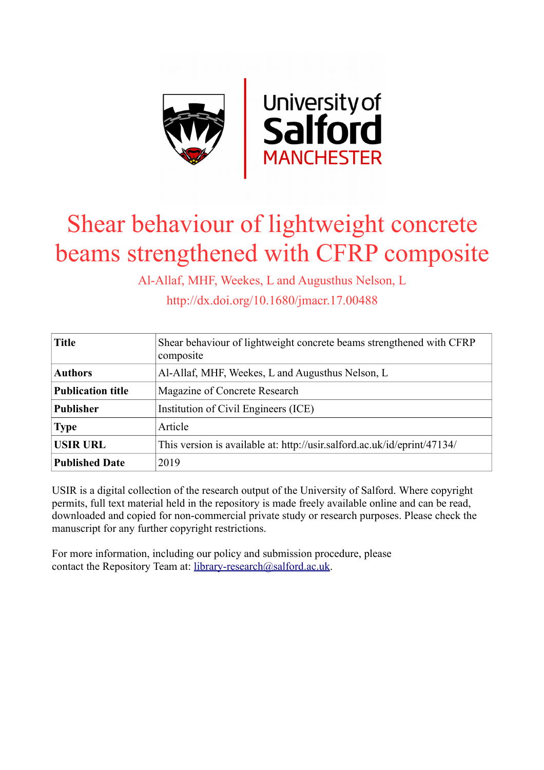# Shear behaviour of lightweight concrete beams strengthened with CFRP composite

Al-Allaf, MHF, Weekes, L and Augusthus Nelson, L

http://dx.doi.org/10.1680/jmacr.17.00488

| | |
|---|---|
| **Title** | Shear behaviour of lightweight concrete beams strengthened with CFRP composite |
| **Authors** | Al-Allaf, MHF, Weekes, L and Augusthus Nelson, L |
| **Publication title** | Magazine of Concrete Research |
| **Publisher** | Institution of Civil Engineers (ICE) |
| **Type** | Article |
| **USIR URL** | This version is available at: http://usir.salford.ac.uk/id/eprint/47134/ |
| **Published Date** | 2019 |

USIR is a digital collection of the research output of the University of Salford. Where copyright permits, full text material held in the repository is made freely available online and can be read, downloaded and copied for non-commercial private study or research purposes. Please check the manuscript for any further copyright restrictions.

For more information, including our policy and submission procedure, please contact the Repository Team at: library-research@salford.ac.uk.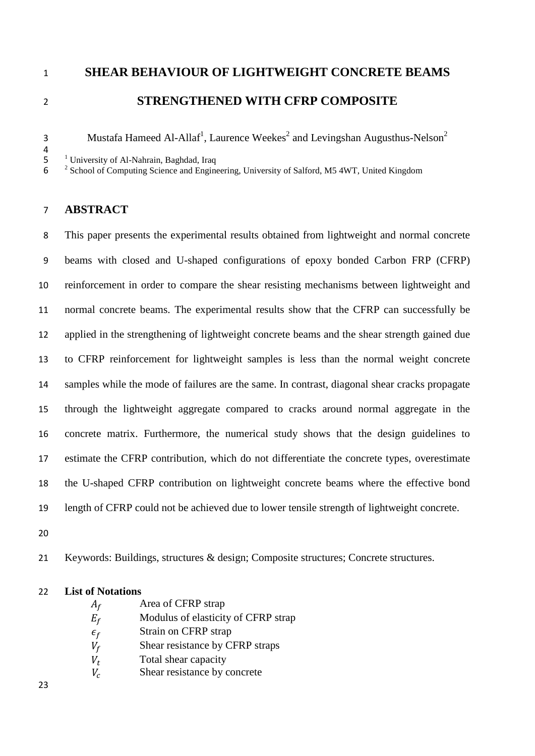# SHEAR BEHAVIOUR OF LIGHTWEIGHT CONCRETE BEAMS STRENGTHENED WITH CFRP COMPOSITE

Mustafa Hameed Al-Allaf[1], Laurence Weekes[2] and Levingshan Augusthus-Nelson[2]

[1] University of Al-Nahrain, Baghdad, Iraq
[2] School of Computing Science and Engineering, University of Salford, M5 4WT, United Kingdom

## ABSTRACT

This paper presents the experimental results obtained from lightweight and normal concrete beams with closed and U-shaped configurations of epoxy bonded Carbon FRP (CFRP) reinforcement in order to compare the shear resisting mechanisms between lightweight and normal concrete beams. The experimental results show that the CFRP can successfully be applied in the strengthening of lightweight concrete beams and the shear strength gained due to CFRP reinforcement for lightweight samples is less than the normal weight concrete samples while the mode of failures are the same. In contrast, diagonal shear cracks propagate through the lightweight aggregate compared to cracks around normal aggregate in the concrete matrix. Furthermore, the numerical study shows that the design guidelines to estimate the CFRP contribution, which do not differentiate the concrete types, overestimate the U-shaped CFRP contribution on lightweight concrete beams where the effective bond length of CFRP could not be achieved due to lower tensile strength of lightweight concrete.

Keywords: Buildings, structures & design; Composite structures; Concrete structures.

**List of Notations**

| | |
|---|---|
| $A_f$ | Area of CFRP strap |
| $E_f$ | Modulus of elasticity of CFRP strap |
| $\epsilon_f$ | Strain on CFRP strap |
| $V_f$ | Shear resistance by CFRP straps |
| $V_t$ | Total shear capacity |
| $V_c$ | Shear resistance by concrete |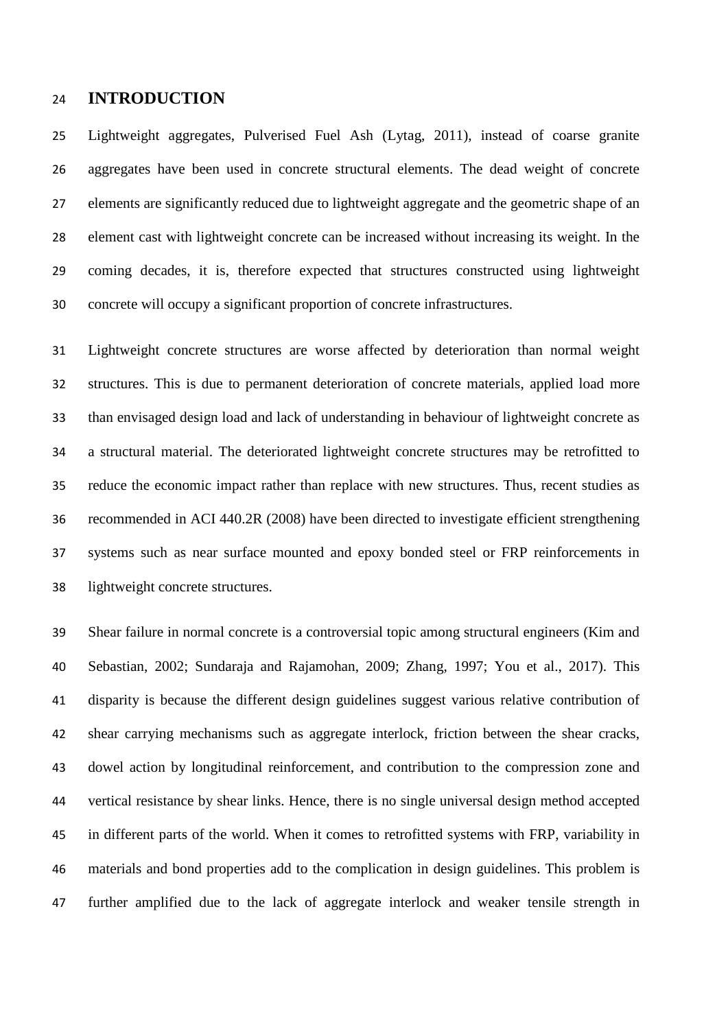# INTRODUCTION

Lightweight aggregates, Pulverised Fuel Ash (Lytag, 2011), instead of coarse granite aggregates have been used in concrete structural elements. The dead weight of concrete elements are significantly reduced due to lightweight aggregate and the geometric shape of an element cast with lightweight concrete can be increased without increasing its weight. In the coming decades, it is, therefore expected that structures constructed using lightweight concrete will occupy a significant proportion of concrete infrastructures.

Lightweight concrete structures are worse affected by deterioration than normal weight structures. This is due to permanent deterioration of concrete materials, applied load more than envisaged design load and lack of understanding in behaviour of lightweight concrete as a structural material. The deteriorated lightweight concrete structures may be retrofitted to reduce the economic impact rather than replace with new structures. Thus, recent studies as recommended in ACI 440.2R (2008) have been directed to investigate efficient strengthening systems such as near surface mounted and epoxy bonded steel or FRP reinforcements in lightweight concrete structures.

Shear failure in normal concrete is a controversial topic among structural engineers (Kim and Sebastian, 2002; Sundaraja and Rajamohan, 2009; Zhang, 1997; You et al., 2017). This disparity is because the different design guidelines suggest various relative contribution of shear carrying mechanisms such as aggregate interlock, friction between the shear cracks, dowel action by longitudinal reinforcement, and contribution to the compression zone and vertical resistance by shear links. Hence, there is no single universal design method accepted in different parts of the world. When it comes to retrofitted systems with FRP, variability in materials and bond properties add to the complication in design guidelines. This problem is further amplified due to the lack of aggregate interlock and weaker tensile strength in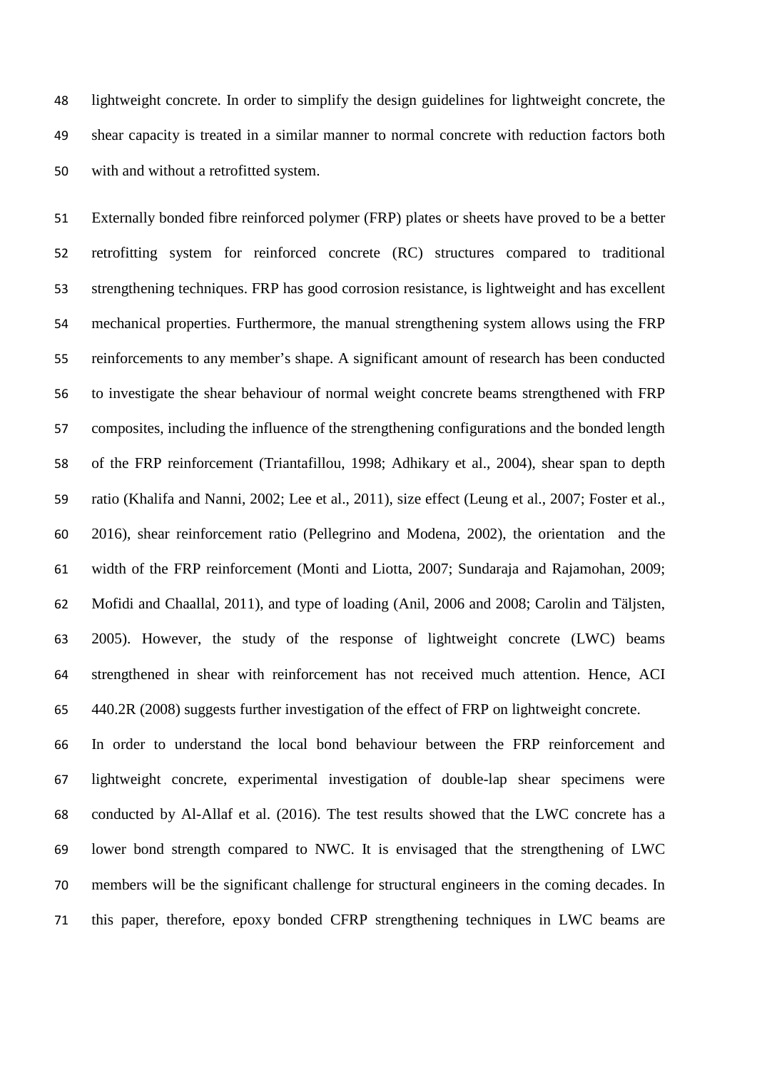lightweight concrete. In order to simplify the design guidelines for lightweight concrete, the shear capacity is treated in a similar manner to normal concrete with reduction factors both with and without a retrofitted system.

Externally bonded fibre reinforced polymer (FRP) plates or sheets have proved to be a better retrofitting system for reinforced concrete (RC) structures compared to traditional strengthening techniques. FRP has good corrosion resistance, is lightweight and has excellent mechanical properties. Furthermore, the manual strengthening system allows using the FRP reinforcements to any member's shape. A significant amount of research has been conducted to investigate the shear behaviour of normal weight concrete beams strengthened with FRP composites, including the influence of the strengthening configurations and the bonded length of the FRP reinforcement (Triantafillou, 1998; Adhikary et al., 2004), shear span to depth ratio (Khalifa and Nanni, 2002; Lee et al., 2011), size effect (Leung et al., 2007; Foster et al., 2016), shear reinforcement ratio (Pellegrino and Modena, 2002), the orientation and the width of the FRP reinforcement (Monti and Liotta, 2007; Sundaraja and Rajamohan, 2009; Mofidi and Chaallal, 2011), and type of loading (Anil, 2006 and 2008; Carolin and Täljsten, 2005). However, the study of the response of lightweight concrete (LWC) beams strengthened in shear with reinforcement has not received much attention. Hence, ACI 440.2R (2008) suggests further investigation of the effect of FRP on lightweight concrete.

In order to understand the local bond behaviour between the FRP reinforcement and lightweight concrete, experimental investigation of double-lap shear specimens were conducted by Al-Allaf et al. (2016). The test results showed that the LWC concrete has a lower bond strength compared to NWC. It is envisaged that the strengthening of LWC members will be the significant challenge for structural engineers in the coming decades. In this paper, therefore, epoxy bonded CFRP strengthening techniques in LWC beams are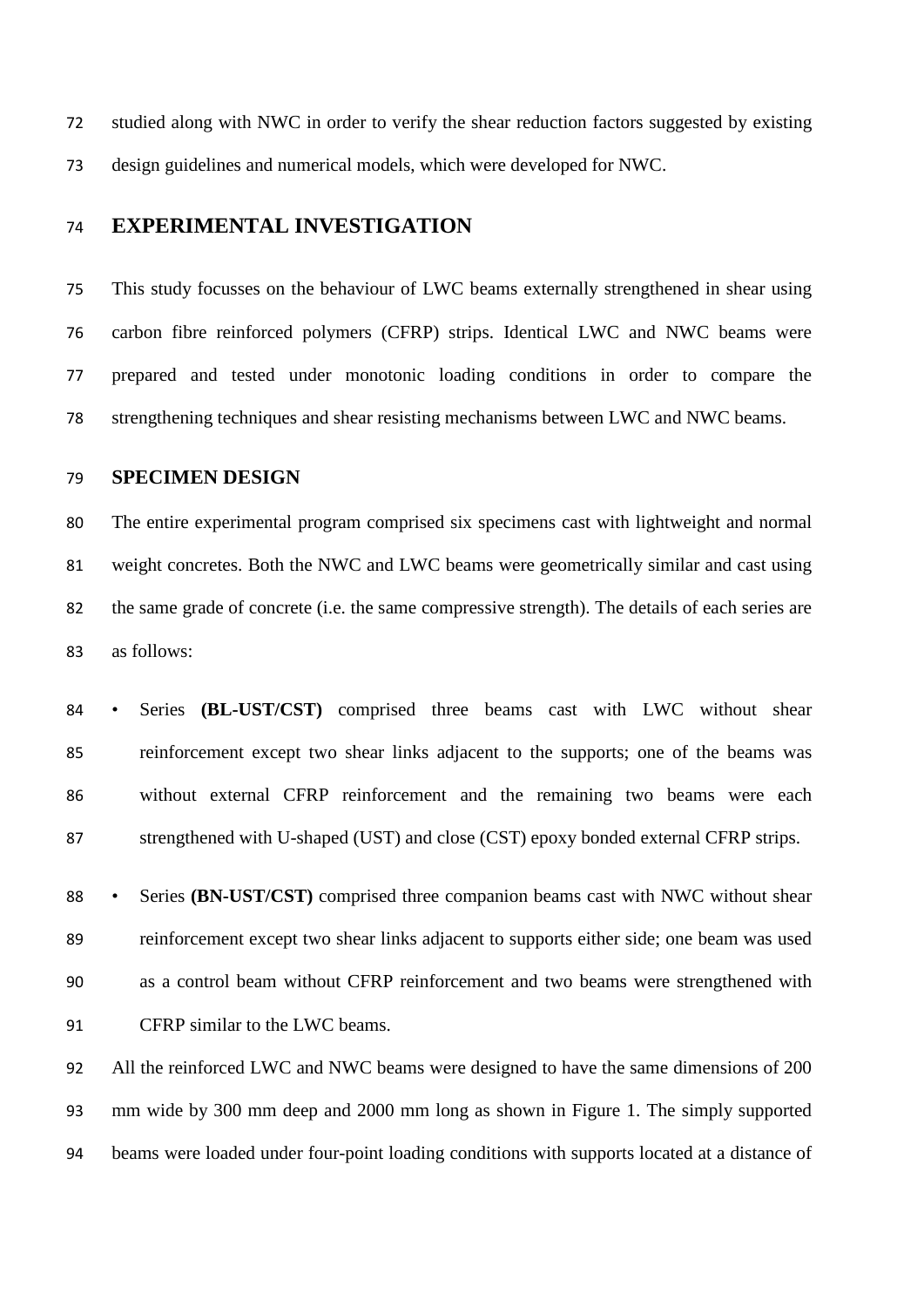studied along with NWC in order to verify the shear reduction factors suggested by existing design guidelines and numerical models, which were developed for NWC.

## EXPERIMENTAL INVESTIGATION

This study focusses on the behaviour of LWC beams externally strengthened in shear using carbon fibre reinforced polymers (CFRP) strips. Identical LWC and NWC beams were prepared and tested under monotonic loading conditions in order to compare the strengthening techniques and shear resisting mechanisms between LWC and NWC beams.

### SPECIMEN DESIGN

The entire experimental program comprised six specimens cast with lightweight and normal weight concretes. Both the NWC and LWC beams were geometrically similar and cast using the same grade of concrete (i.e. the same compressive strength). The details of each series are as follows:

- Series **(BL-UST/CST)** comprised three beams cast with LWC without shear reinforcement except two shear links adjacent to the supports; one of the beams was without external CFRP reinforcement and the remaining two beams were each strengthened with U-shaped (UST) and close (CST) epoxy bonded external CFRP strips.
- Series **(BN-UST/CST)** comprised three companion beams cast with NWC without shear reinforcement except two shear links adjacent to supports either side; one beam was used as a control beam without CFRP reinforcement and two beams were strengthened with CFRP similar to the LWC beams.

All the reinforced LWC and NWC beams were designed to have the same dimensions of 200 mm wide by 300 mm deep and 2000 mm long as shown in Figure 1. The simply supported beams were loaded under four-point loading conditions with supports located at a distance of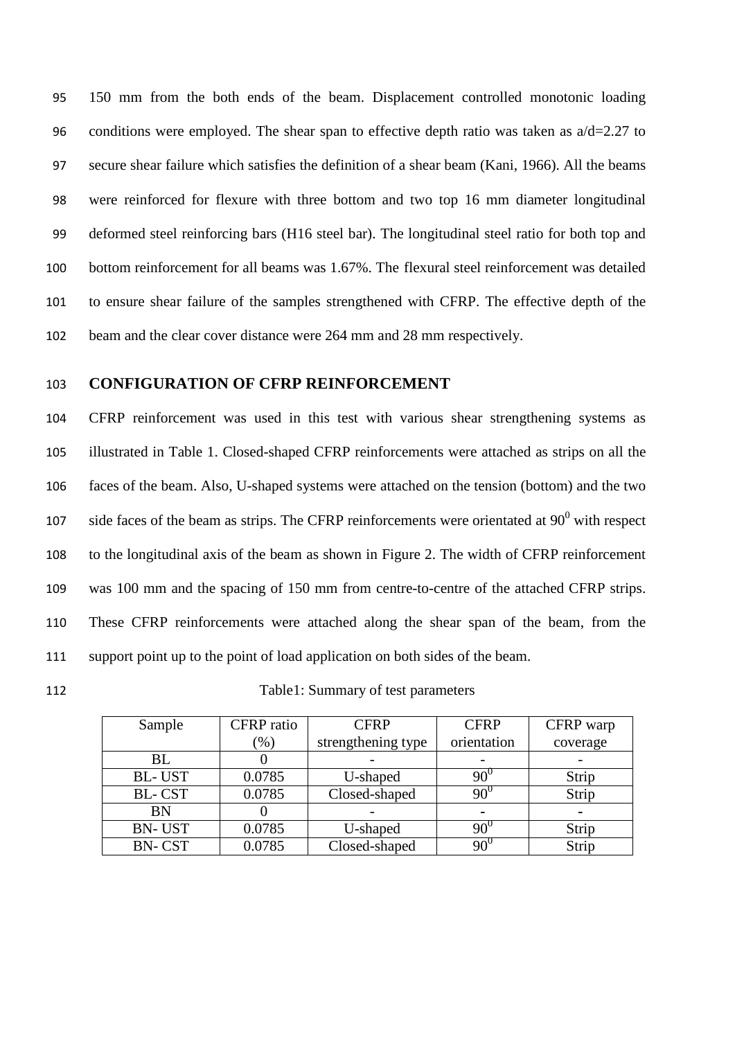150 mm from the both ends of the beam. Displacement controlled monotonic loading conditions were employed. The shear span to effective depth ratio was taken as a/d=2.27 to secure shear failure which satisfies the definition of a shear beam (Kani, 1966). All the beams were reinforced for flexure with three bottom and two top 16 mm diameter longitudinal deformed steel reinforcing bars (H16 steel bar). The longitudinal steel ratio for both top and bottom reinforcement for all beams was 1.67%. The flexural steel reinforcement was detailed to ensure shear failure of the samples strengthened with CFRP. The effective depth of the beam and the clear cover distance were 264 mm and 28 mm respectively.

## CONFIGURATION OF CFRP REINFORCEMENT

CFRP reinforcement was used in this test with various shear strengthening systems as illustrated in Table 1. Closed-shaped CFRP reinforcements were attached as strips on all the faces of the beam. Also, U-shaped systems were attached on the tension (bottom) and the two side faces of the beam as strips. The CFRP reinforcements were orientated at $90^0$ with respect to the longitudinal axis of the beam as shown in Figure 2. The width of CFRP reinforcement was 100 mm and the spacing of 150 mm from centre-to-centre of the attached CFRP strips. These CFRP reinforcements were attached along the shear span of the beam, from the support point up to the point of load application on both sides of the beam.

Table1: Summary of test parameters

| Sample | CFRP ratio (%) | CFRP strengthening type | CFRP orientation | CFRP warp coverage |
|---|---|---|---|---|
| BL | 0 | - | - | - |
| BL- UST | 0.0785 | U-shaped | $90^0$ | Strip |
| BL- CST | 0.0785 | Closed-shaped | $90^0$ | Strip |
| BN | 0 | - | - | - |
| BN- UST | 0.0785 | U-shaped | $90^0$ | Strip |
| BN- CST | 0.0785 | Closed-shaped | $90^0$ | Strip |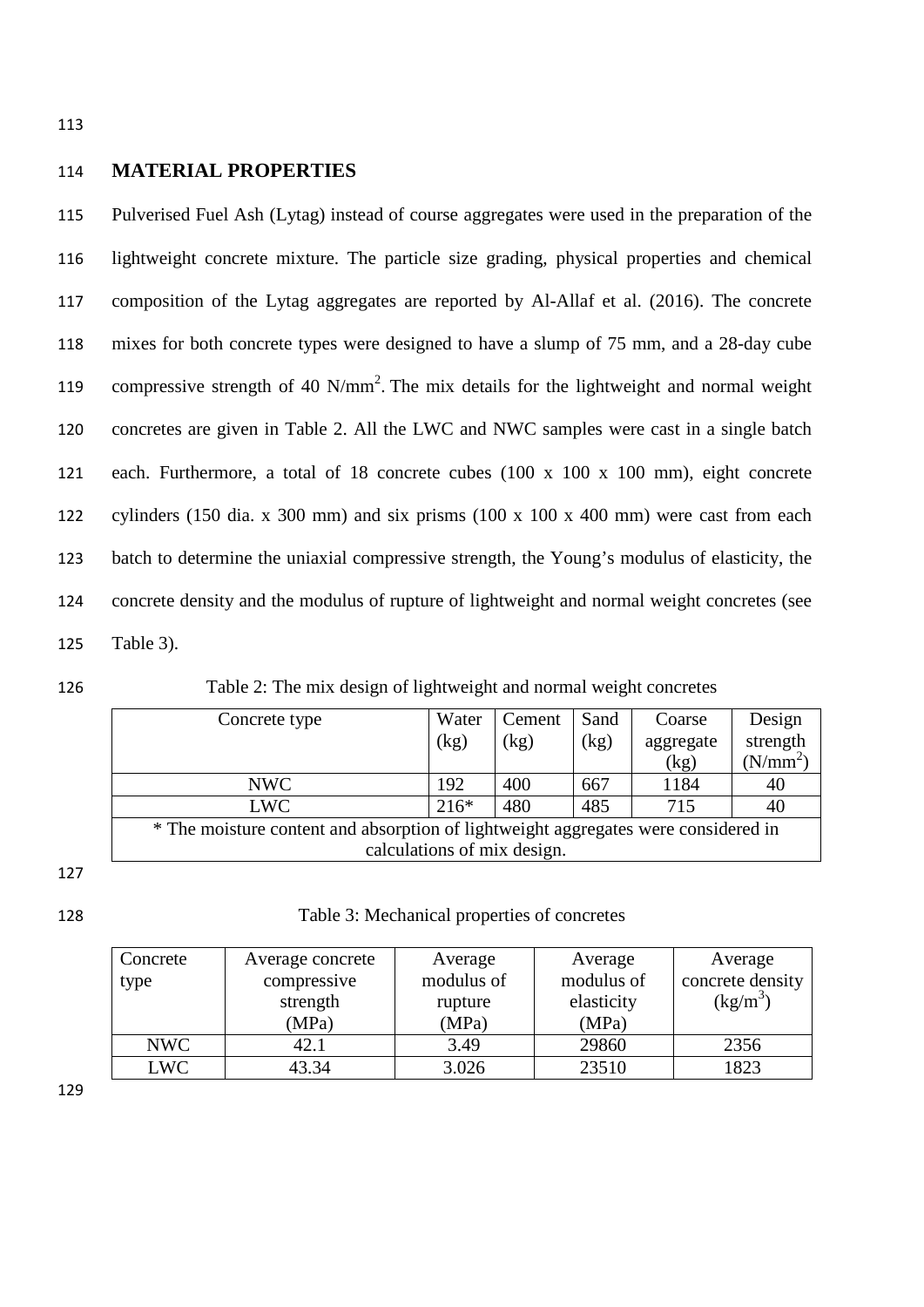## MATERIAL PROPERTIES

Pulverised Fuel Ash (Lytag) instead of course aggregates were used in the preparation of the lightweight concrete mixture. The particle size grading, physical properties and chemical composition of the Lytag aggregates are reported by Al-Allaf et al. (2016). The concrete mixes for both concrete types were designed to have a slump of 75 mm, and a 28-day cube compressive strength of 40 N/mm$^2$. The mix details for the lightweight and normal weight concretes are given in Table 2. All the LWC and NWC samples were cast in a single batch each. Furthermore, a total of 18 concrete cubes (100 x 100 x 100 mm), eight concrete cylinders (150 dia. x 300 mm) and six prisms (100 x 100 x 400 mm) were cast from each batch to determine the uniaxial compressive strength, the Young's modulus of elasticity, the concrete density and the modulus of rupture of lightweight and normal weight concretes (see Table 3).

Table 2: The mix design of lightweight and normal weight concretes

| Concrete type | Water (kg) | Cement (kg) | Sand (kg) | Coarse aggregate (kg) | Design strength (N/mm$^2$) |
|---|---|---|---|---|---|
| NWC | 192 | 400 | 667 | 1184 | 40 |
| LWC | 216* | 480 | 485 | 715 | 40 |
| * The moisture content and absorption of lightweight aggregates were considered in calculations of mix design. | | | | | |

Table 3: Mechanical properties of concretes

| Concrete type | Average concrete compressive strength (MPa) | Average modulus of rupture (MPa) | Average modulus of elasticity (MPa) | Average concrete density (kg/m$^3$) |
|---|---|---|---|---|
| NWC | 42.1 | 3.49 | 29860 | 2356 |
| LWC | 43.34 | 3.026 | 23510 | 1823 |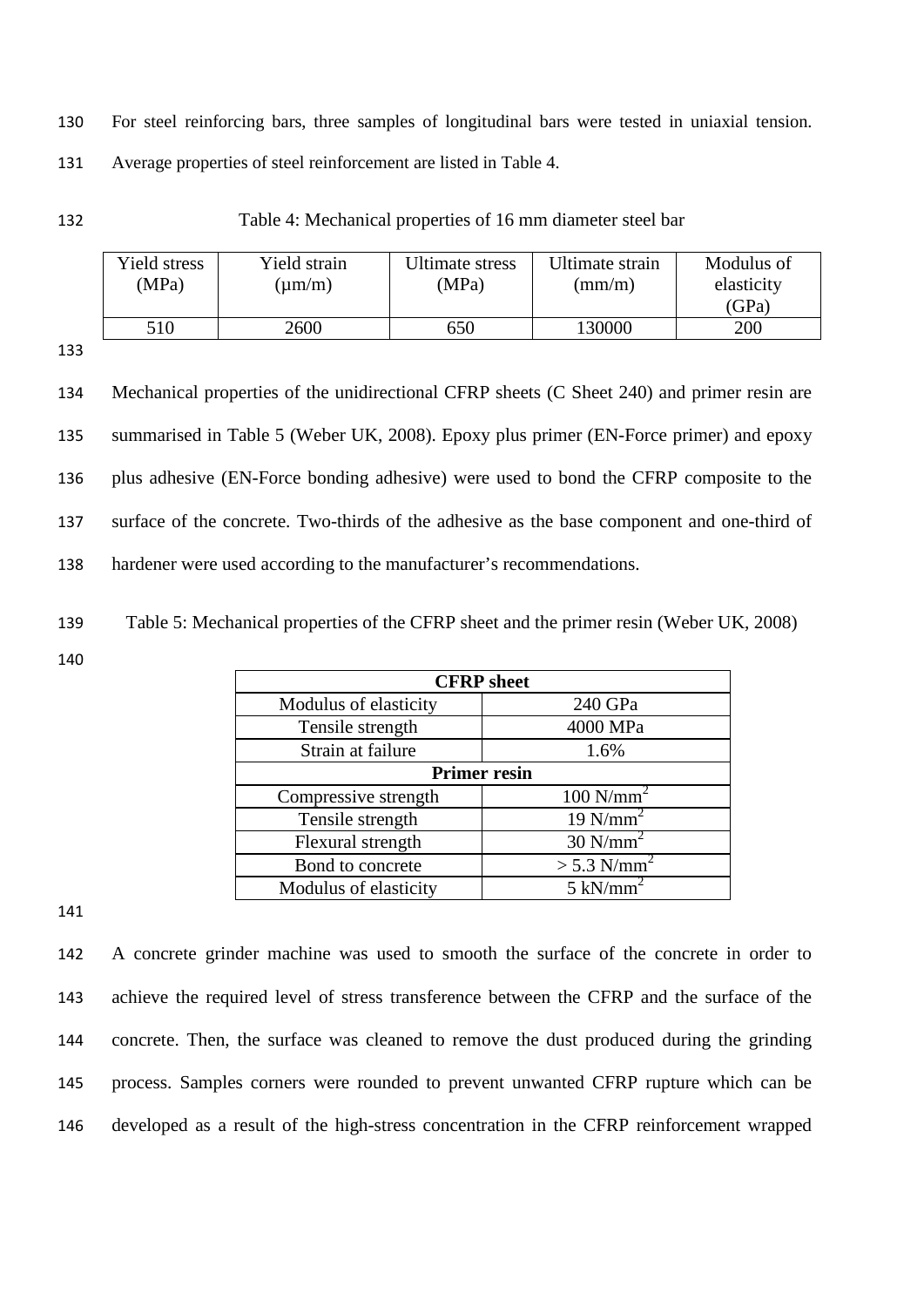For steel reinforcing bars, three samples of longitudinal bars were tested in uniaxial tension. Average properties of steel reinforcement are listed in Table 4.

Table 4: Mechanical properties of 16 mm diameter steel bar

| Yield stress (MPa) | Yield strain (μm/m) | Ultimate stress (MPa) | Ultimate strain (mm/m) | Modulus of elasticity (GPa) |
|---|---|---|---|---|
| 510 | 2600 | 650 | 130000 | 200 |

Mechanical properties of the unidirectional CFRP sheets (C Sheet 240) and primer resin are summarised in Table 5 (Weber UK, 2008). Epoxy plus primer (EN-Force primer) and epoxy plus adhesive (EN-Force bonding adhesive) were used to bond the CFRP composite to the surface of the concrete. Two-thirds of the adhesive as the base component and one-third of hardener were used according to the manufacturer's recommendations.

Table 5: Mechanical properties of the CFRP sheet and the primer resin (Weber UK, 2008)

| **CFRP sheet** | |
|---|---|
| Modulus of elasticity | 240 GPa |
| Tensile strength | 4000 MPa |
| Strain at failure | 1.6% |
| **Primer resin** | |
| Compressive strength | 100 N/mm$^2$ |
| Tensile strength | 19 N/mm$^2$ |
| Flexural strength | 30 N/mm$^2$ |
| Bond to concrete | > 5.3 N/mm$^2$ |
| Modulus of elasticity | 5 kN/mm$^2$ |

A concrete grinder machine was used to smooth the surface of the concrete in order to achieve the required level of stress transference between the CFRP and the surface of the concrete. Then, the surface was cleaned to remove the dust produced during the grinding process. Samples corners were rounded to prevent unwanted CFRP rupture which can be developed as a result of the high-stress concentration in the CFRP reinforcement wrapped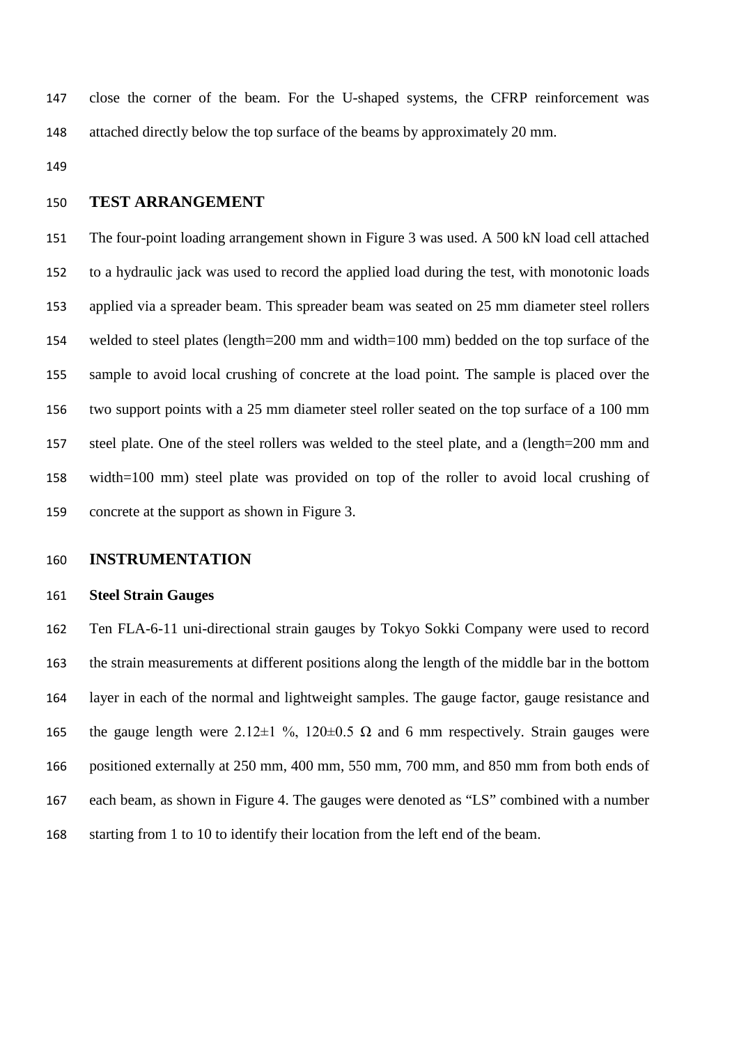close the corner of the beam. For the U-shaped systems, the CFRP reinforcement was attached directly below the top surface of the beams by approximately 20 mm.

## TEST ARRANGEMENT

The four-point loading arrangement shown in Figure 3 was used. A 500 kN load cell attached to a hydraulic jack was used to record the applied load during the test, with monotonic loads applied via a spreader beam. This spreader beam was seated on 25 mm diameter steel rollers welded to steel plates (length=200 mm and width=100 mm) bedded on the top surface of the sample to avoid local crushing of concrete at the load point. The sample is placed over the two support points with a 25 mm diameter steel roller seated on the top surface of a 100 mm steel plate. One of the steel rollers was welded to the steel plate, and a (length=200 mm and width=100 mm) steel plate was provided on top of the roller to avoid local crushing of concrete at the support as shown in Figure 3.

## INSTRUMENTATION

### Steel Strain Gauges

Ten FLA-6-11 uni-directional strain gauges by Tokyo Sokki Company were used to record the strain measurements at different positions along the length of the middle bar in the bottom layer in each of the normal and lightweight samples. The gauge factor, gauge resistance and the gauge length were 2.12±1 %, 120±0.5 Ω and 6 mm respectively. Strain gauges were positioned externally at 250 mm, 400 mm, 550 mm, 700 mm, and 850 mm from both ends of each beam, as shown in Figure 4. The gauges were denoted as "LS" combined with a number starting from 1 to 10 to identify their location from the left end of the beam.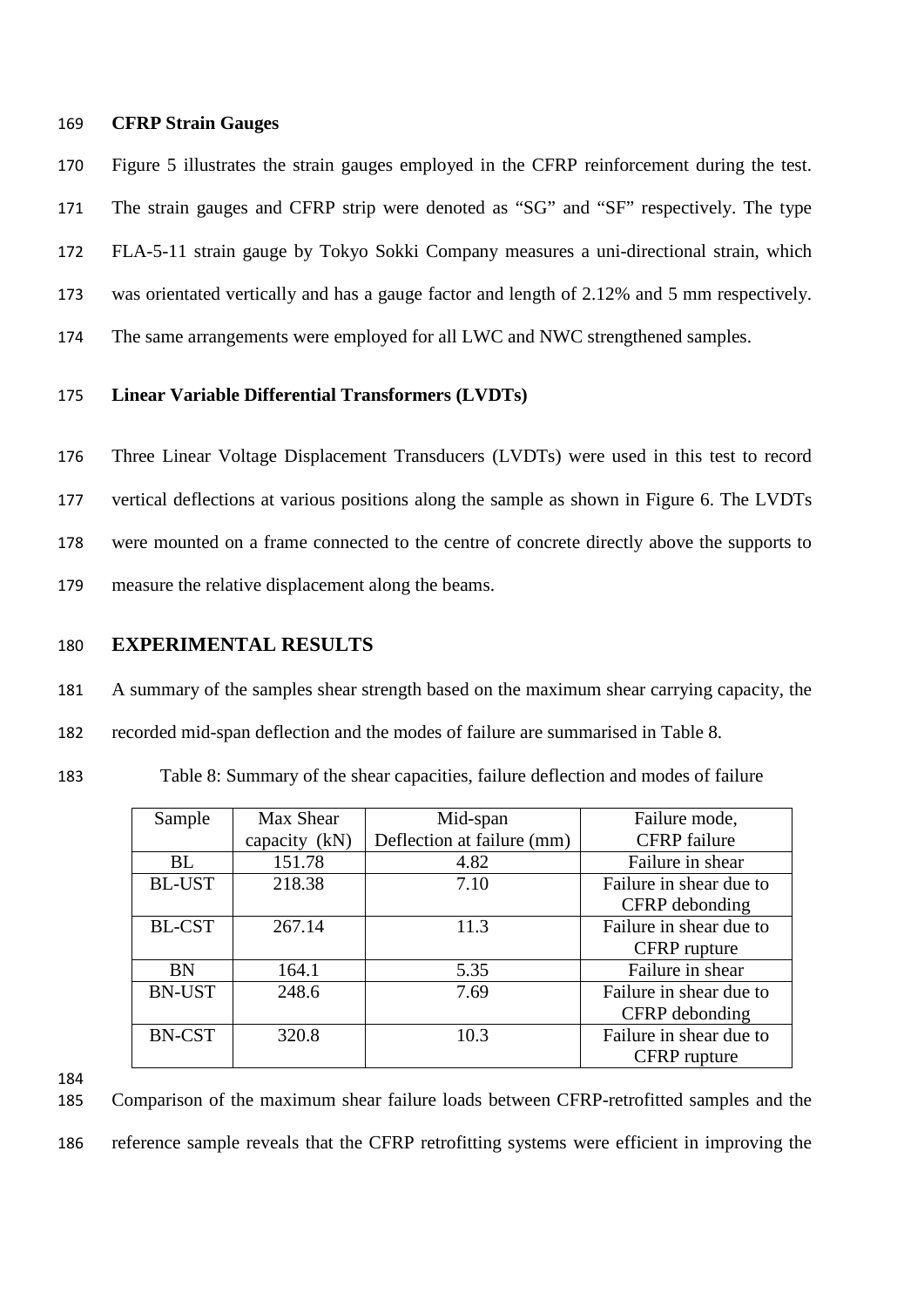### CFRP Strain Gauges

Figure 5 illustrates the strain gauges employed in the CFRP reinforcement during the test. The strain gauges and CFRP strip were denoted as "SG" and "SF" respectively. The type FLA-5-11 strain gauge by Tokyo Sokki Company measures a uni-directional strain, which was orientated vertically and has a gauge factor and length of 2.12% and 5 mm respectively. The same arrangements were employed for all LWC and NWC strengthened samples.

### Linear Variable Differential Transformers (LVDTs)

Three Linear Voltage Displacement Transducers (LVDTs) were used in this test to record vertical deflections at various positions along the sample as shown in Figure 6. The LVDTs were mounted on a frame connected to the centre of concrete directly above the supports to measure the relative displacement along the beams.

## EXPERIMENTAL RESULTS

A summary of the samples shear strength based on the maximum shear carrying capacity, the recorded mid-span deflection and the modes of failure are summarised in Table 8.

Table 8: Summary of the shear capacities, failure deflection and modes of failure

| Sample | Max Shear capacity (kN) | Mid-span Deflection at failure (mm) | Failure mode, CFRP failure |
|---|---|---|---|
| BL | 151.78 | 4.82 | Failure in shear |
| BL-UST | 218.38 | 7.10 | Failure in shear due to CFRP debonding |
| BL-CST | 267.14 | 11.3 | Failure in shear due to CFRP rupture |
| BN | 164.1 | 5.35 | Failure in shear |
| BN-UST | 248.6 | 7.69 | Failure in shear due to CFRP debonding |
| BN-CST | 320.8 | 10.3 | Failure in shear due to CFRP rupture |

Comparison of the maximum shear failure loads between CFRP-retrofitted samples and the reference sample reveals that the CFRP retrofitting systems were efficient in improving the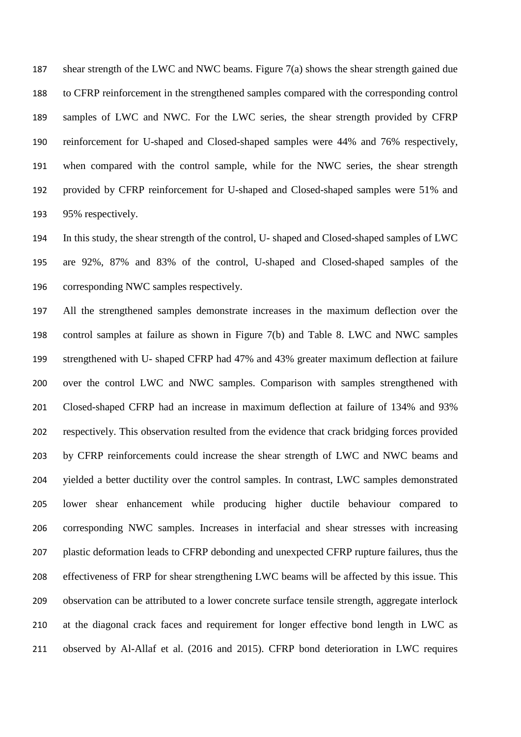shear strength of the LWC and NWC beams. Figure 7(a) shows the shear strength gained due to CFRP reinforcement in the strengthened samples compared with the corresponding control samples of LWC and NWC. For the LWC series, the shear strength provided by CFRP reinforcement for U-shaped and Closed-shaped samples were 44% and 76% respectively, when compared with the control sample, while for the NWC series, the shear strength provided by CFRP reinforcement for U-shaped and Closed-shaped samples were 51% and 95% respectively.

In this study, the shear strength of the control, U- shaped and Closed-shaped samples of LWC are 92%, 87% and 83% of the control, U-shaped and Closed-shaped samples of the corresponding NWC samples respectively.

All the strengthened samples demonstrate increases in the maximum deflection over the control samples at failure as shown in Figure 7(b) and Table 8. LWC and NWC samples strengthened with U- shaped CFRP had 47% and 43% greater maximum deflection at failure over the control LWC and NWC samples. Comparison with samples strengthened with Closed-shaped CFRP had an increase in maximum deflection at failure of 134% and 93% respectively. This observation resulted from the evidence that crack bridging forces provided by CFRP reinforcements could increase the shear strength of LWC and NWC beams and yielded a better ductility over the control samples. In contrast, LWC samples demonstrated lower shear enhancement while producing higher ductile behaviour compared to corresponding NWC samples. Increases in interfacial and shear stresses with increasing plastic deformation leads to CFRP debonding and unexpected CFRP rupture failures, thus the effectiveness of FRP for shear strengthening LWC beams will be affected by this issue. This observation can be attributed to a lower concrete surface tensile strength, aggregate interlock at the diagonal crack faces and requirement for longer effective bond length in LWC as observed by Al-Allaf et al. (2016 and 2015). CFRP bond deterioration in LWC requires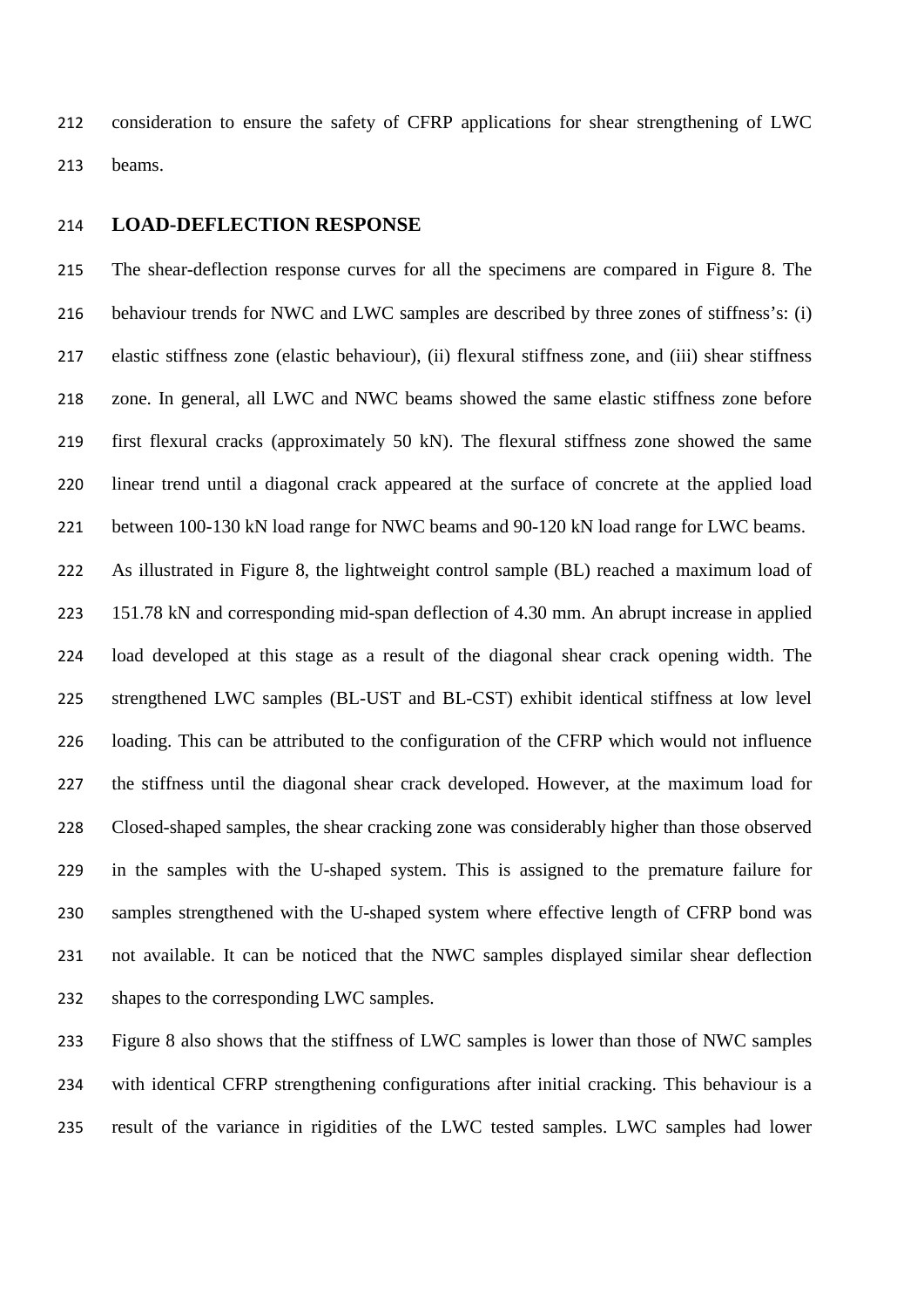consideration to ensure the safety of CFRP applications for shear strengthening of LWC beams.

## LOAD-DEFLECTION RESPONSE

The shear-deflection response curves for all the specimens are compared in Figure 8. The behaviour trends for NWC and LWC samples are described by three zones of stiffness's: (i) elastic stiffness zone (elastic behaviour), (ii) flexural stiffness zone, and (iii) shear stiffness zone. In general, all LWC and NWC beams showed the same elastic stiffness zone before first flexural cracks (approximately 50 kN). The flexural stiffness zone showed the same linear trend until a diagonal crack appeared at the surface of concrete at the applied load between 100-130 kN load range for NWC beams and 90-120 kN load range for LWC beams.

As illustrated in Figure 8, the lightweight control sample (BL) reached a maximum load of 151.78 kN and corresponding mid-span deflection of 4.30 mm. An abrupt increase in applied load developed at this stage as a result of the diagonal shear crack opening width. The strengthened LWC samples (BL-UST and BL-CST) exhibit identical stiffness at low level loading. This can be attributed to the configuration of the CFRP which would not influence the stiffness until the diagonal shear crack developed. However, at the maximum load for Closed-shaped samples, the shear cracking zone was considerably higher than those observed in the samples with the U-shaped system. This is assigned to the premature failure for samples strengthened with the U-shaped system where effective length of CFRP bond was not available. It can be noticed that the NWC samples displayed similar shear deflection shapes to the corresponding LWC samples.

Figure 8 also shows that the stiffness of LWC samples is lower than those of NWC samples with identical CFRP strengthening configurations after initial cracking. This behaviour is a result of the variance in rigidities of the LWC tested samples. LWC samples had lower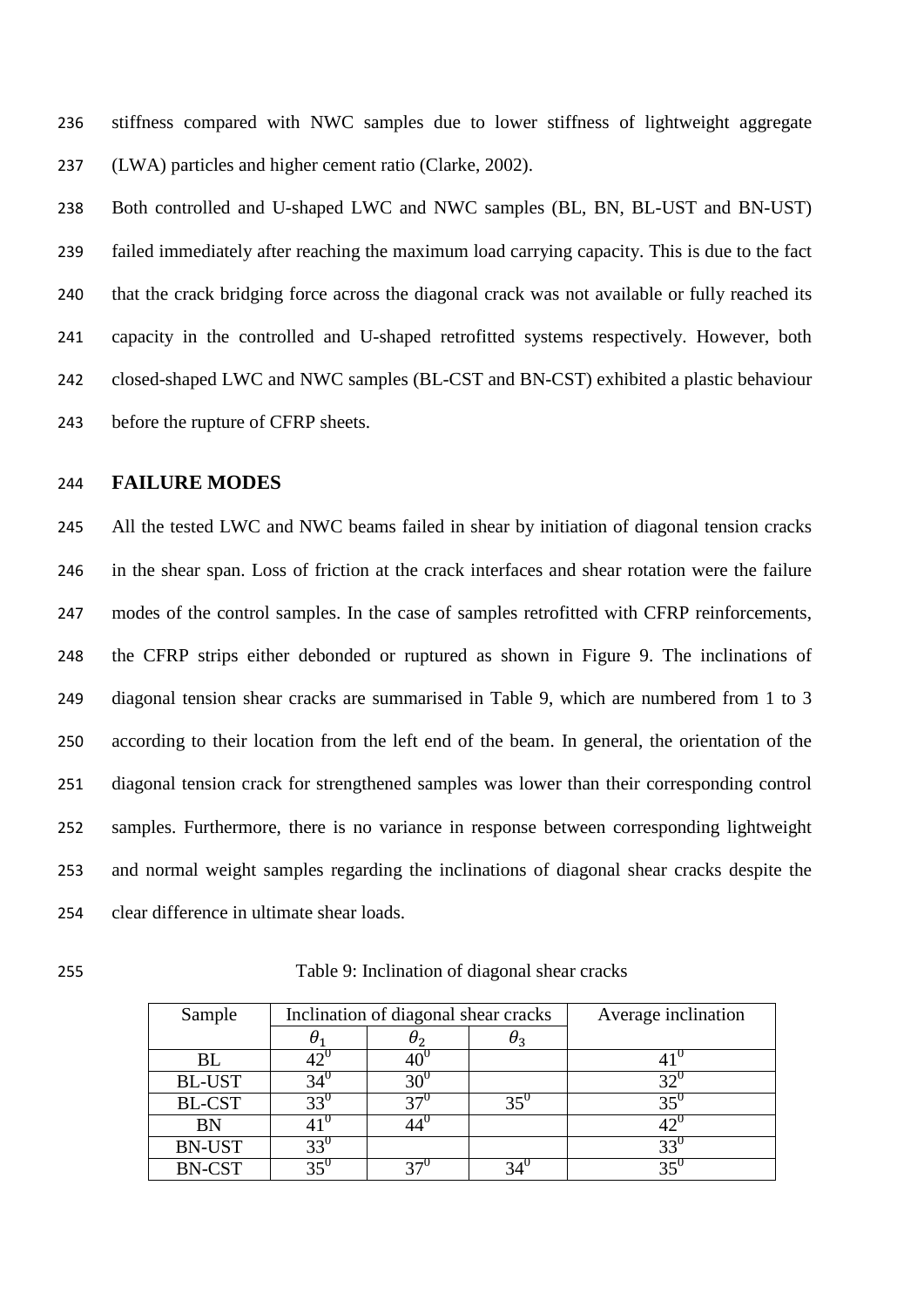stiffness compared with NWC samples due to lower stiffness of lightweight aggregate (LWA) particles and higher cement ratio (Clarke, 2002).

Both controlled and U-shaped LWC and NWC samples (BL, BN, BL-UST and BN-UST) failed immediately after reaching the maximum load carrying capacity. This is due to the fact that the crack bridging force across the diagonal crack was not available or fully reached its capacity in the controlled and U-shaped retrofitted systems respectively. However, both closed-shaped LWC and NWC samples (BL-CST and BN-CST) exhibited a plastic behaviour before the rupture of CFRP sheets.

## FAILURE MODES

All the tested LWC and NWC beams failed in shear by initiation of diagonal tension cracks in the shear span. Loss of friction at the crack interfaces and shear rotation were the failure modes of the control samples. In the case of samples retrofitted with CFRP reinforcements, the CFRP strips either debonded or ruptured as shown in Figure 9. The inclinations of diagonal tension shear cracks are summarised in Table 9, which are numbered from 1 to 3 according to their location from the left end of the beam. In general, the orientation of the diagonal tension crack for strengthened samples was lower than their corresponding control samples. Furthermore, there is no variance in response between corresponding lightweight and normal weight samples regarding the inclinations of diagonal shear cracks despite the clear difference in ultimate shear loads.

Table 9: Inclination of diagonal shear cracks

| Sample | Inclination of diagonal shear cracks | | | Average inclination |
|---|---|---|---|---|
| | $\theta_1$ | $\theta_2$ | $\theta_3$ | |
| BL | $42^0$ | $40^0$ | | $41^0$ |
| BL-UST | $34^0$ | $30^0$ | | $32^0$ |
| BL-CST | $33^0$ | $37^0$ | $35^0$ | $35^0$ |
| BN | $41^0$ | $44^0$ | | $42^0$ |
| BN-UST | $33^0$ | | | $33^0$ |
| BN-CST | $35^0$ | $37^0$ | $34^0$ | $35^0$ |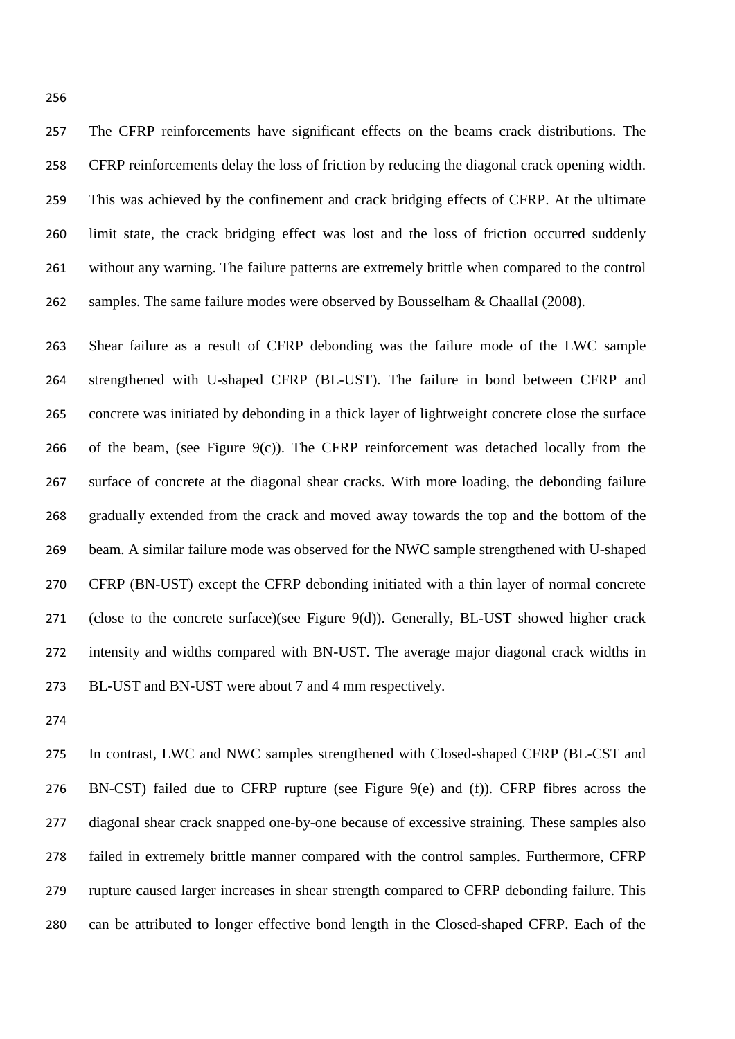The CFRP reinforcements have significant effects on the beams crack distributions. The CFRP reinforcements delay the loss of friction by reducing the diagonal crack opening width. This was achieved by the confinement and crack bridging effects of CFRP. At the ultimate limit state, the crack bridging effect was lost and the loss of friction occurred suddenly without any warning. The failure patterns are extremely brittle when compared to the control samples. The same failure modes were observed by Bousselham & Chaallal (2008).

Shear failure as a result of CFRP debonding was the failure mode of the LWC sample strengthened with U-shaped CFRP (BL-UST). The failure in bond between CFRP and concrete was initiated by debonding in a thick layer of lightweight concrete close the surface of the beam, (see Figure 9(c)). The CFRP reinforcement was detached locally from the surface of concrete at the diagonal shear cracks. With more loading, the debonding failure gradually extended from the crack and moved away towards the top and the bottom of the beam. A similar failure mode was observed for the NWC sample strengthened with U-shaped CFRP (BN-UST) except the CFRP debonding initiated with a thin layer of normal concrete (close to the concrete surface)(see Figure 9(d)). Generally, BL-UST showed higher crack intensity and widths compared with BN-UST. The average major diagonal crack widths in BL-UST and BN-UST were about 7 and 4 mm respectively.

In contrast, LWC and NWC samples strengthened with Closed-shaped CFRP (BL-CST and BN-CST) failed due to CFRP rupture (see Figure 9(e) and (f)). CFRP fibres across the diagonal shear crack snapped one-by-one because of excessive straining. These samples also failed in extremely brittle manner compared with the control samples. Furthermore, CFRP rupture caused larger increases in shear strength compared to CFRP debonding failure. This can be attributed to longer effective bond length in the Closed-shaped CFRP. Each of the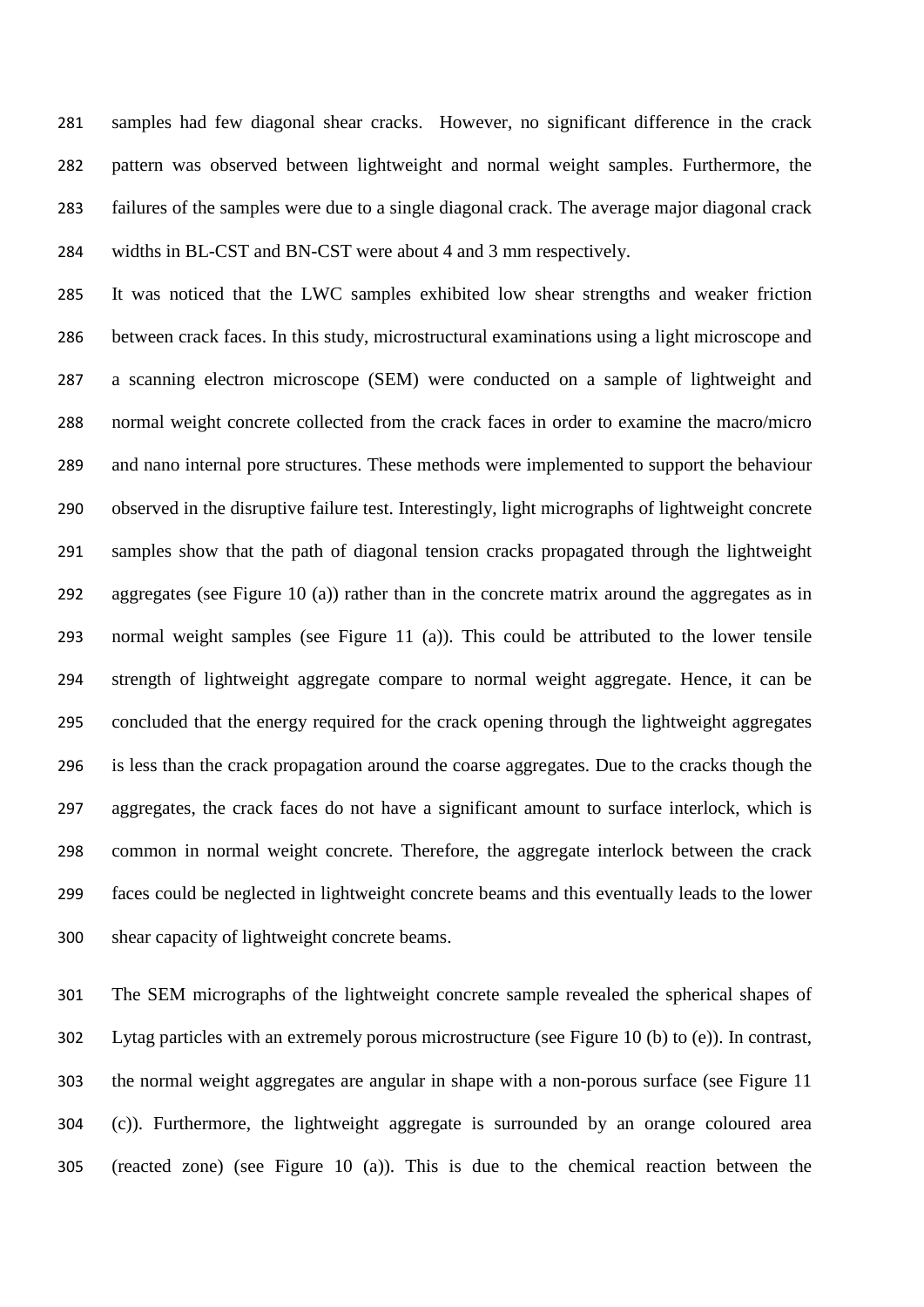samples had few diagonal shear cracks. However, no significant difference in the crack pattern was observed between lightweight and normal weight samples. Furthermore, the failures of the samples were due to a single diagonal crack. The average major diagonal crack widths in BL-CST and BN-CST were about 4 and 3 mm respectively.

It was noticed that the LWC samples exhibited low shear strengths and weaker friction between crack faces. In this study, microstructural examinations using a light microscope and a scanning electron microscope (SEM) were conducted on a sample of lightweight and normal weight concrete collected from the crack faces in order to examine the macro/micro and nano internal pore structures. These methods were implemented to support the behaviour observed in the disruptive failure test. Interestingly, light micrographs of lightweight concrete samples show that the path of diagonal tension cracks propagated through the lightweight aggregates (see Figure 10 (a)) rather than in the concrete matrix around the aggregates as in normal weight samples (see Figure 11 (a)). This could be attributed to the lower tensile strength of lightweight aggregate compare to normal weight aggregate. Hence, it can be concluded that the energy required for the crack opening through the lightweight aggregates is less than the crack propagation around the coarse aggregates. Due to the cracks though the aggregates, the crack faces do not have a significant amount to surface interlock, which is common in normal weight concrete. Therefore, the aggregate interlock between the crack faces could be neglected in lightweight concrete beams and this eventually leads to the lower shear capacity of lightweight concrete beams.

The SEM micrographs of the lightweight concrete sample revealed the spherical shapes of Lytag particles with an extremely porous microstructure (see Figure 10 (b) to (e)). In contrast, the normal weight aggregates are angular in shape with a non-porous surface (see Figure 11 (c)). Furthermore, the lightweight aggregate is surrounded by an orange coloured area (reacted zone) (see Figure 10 (a)). This is due to the chemical reaction between the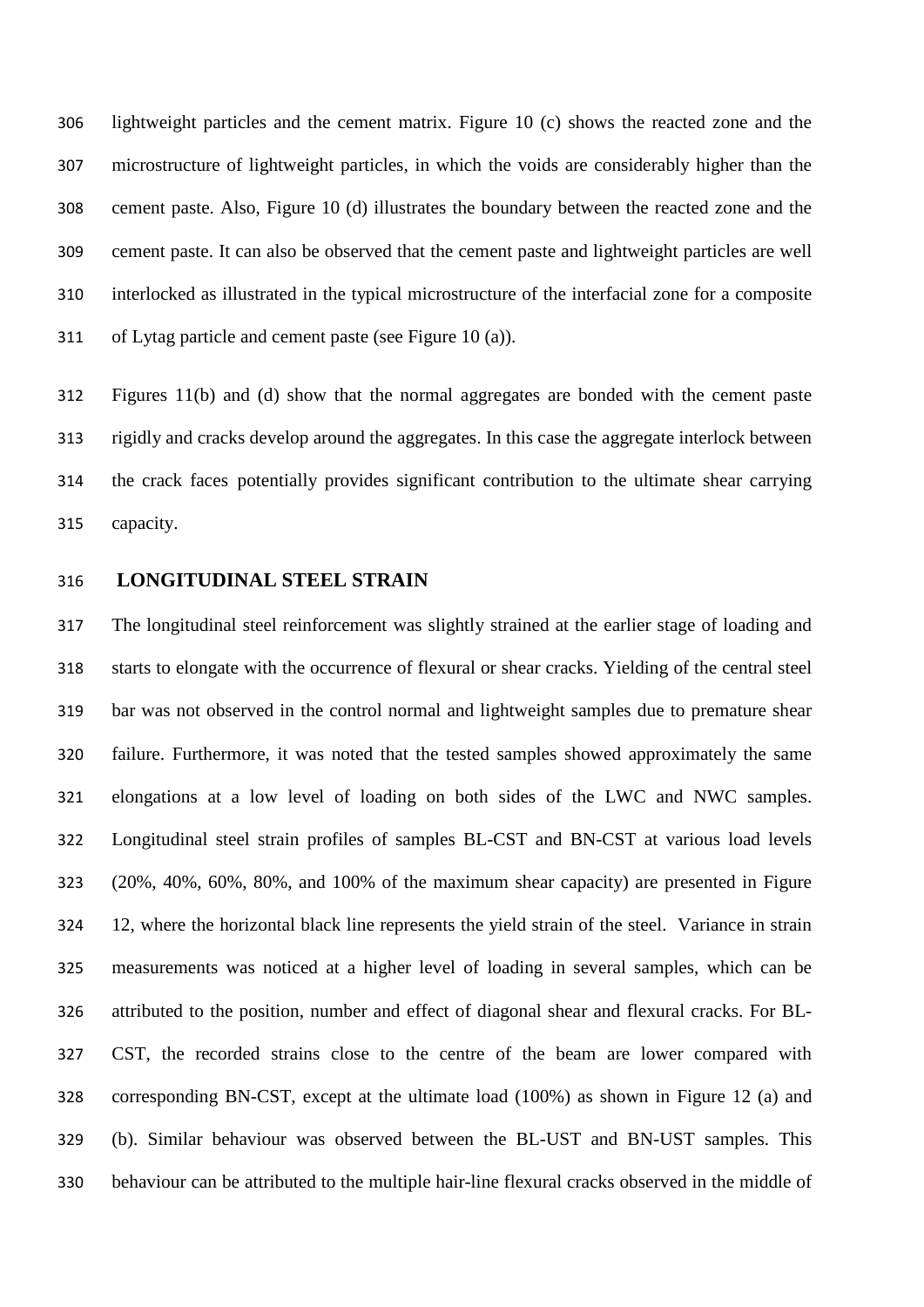lightweight particles and the cement matrix. Figure 10 (c) shows the reacted zone and the microstructure of lightweight particles, in which the voids are considerably higher than the cement paste. Also, Figure 10 (d) illustrates the boundary between the reacted zone and the cement paste. It can also be observed that the cement paste and lightweight particles are well interlocked as illustrated in the typical microstructure of the interfacial zone for a composite of Lytag particle and cement paste (see Figure 10 (a)).

Figures 11(b) and (d) show that the normal aggregates are bonded with the cement paste rigidly and cracks develop around the aggregates. In this case the aggregate interlock between the crack faces potentially provides significant contribution to the ultimate shear carrying capacity.

## LONGITUDINAL STEEL STRAIN

The longitudinal steel reinforcement was slightly strained at the earlier stage of loading and starts to elongate with the occurrence of flexural or shear cracks. Yielding of the central steel bar was not observed in the control normal and lightweight samples due to premature shear failure. Furthermore, it was noted that the tested samples showed approximately the same elongations at a low level of loading on both sides of the LWC and NWC samples. Longitudinal steel strain profiles of samples BL-CST and BN-CST at various load levels (20%, 40%, 60%, 80%, and 100% of the maximum shear capacity) are presented in Figure 12, where the horizontal black line represents the yield strain of the steel. Variance in strain measurements was noticed at a higher level of loading in several samples, which can be attributed to the position, number and effect of diagonal shear and flexural cracks. For BL-CST, the recorded strains close to the centre of the beam are lower compared with corresponding BN-CST, except at the ultimate load (100%) as shown in Figure 12 (a) and (b). Similar behaviour was observed between the BL-UST and BN-UST samples. This behaviour can be attributed to the multiple hair-line flexural cracks observed in the middle of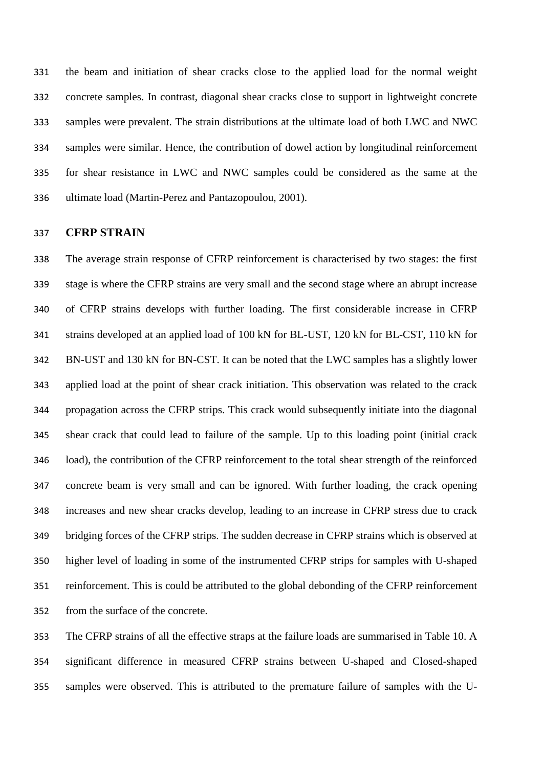the beam and initiation of shear cracks close to the applied load for the normal weight concrete samples. In contrast, diagonal shear cracks close to support in lightweight concrete samples were prevalent. The strain distributions at the ultimate load of both LWC and NWC samples were similar. Hence, the contribution of dowel action by longitudinal reinforcement for shear resistance in LWC and NWC samples could be considered as the same at the ultimate load (Martin-Perez and Pantazopoulou, 2001).

## CFRP STRAIN

The average strain response of CFRP reinforcement is characterised by two stages: the first stage is where the CFRP strains are very small and the second stage where an abrupt increase of CFRP strains develops with further loading. The first considerable increase in CFRP strains developed at an applied load of 100 kN for BL-UST, 120 kN for BL-CST, 110 kN for BN-UST and 130 kN for BN-CST. It can be noted that the LWC samples has a slightly lower applied load at the point of shear crack initiation. This observation was related to the crack propagation across the CFRP strips. This crack would subsequently initiate into the diagonal shear crack that could lead to failure of the sample. Up to this loading point (initial crack load), the contribution of the CFRP reinforcement to the total shear strength of the reinforced concrete beam is very small and can be ignored. With further loading, the crack opening increases and new shear cracks develop, leading to an increase in CFRP stress due to crack bridging forces of the CFRP strips. The sudden decrease in CFRP strains which is observed at higher level of loading in some of the instrumented CFRP strips for samples with U-shaped reinforcement. This is could be attributed to the global debonding of the CFRP reinforcement from the surface of the concrete.

The CFRP strains of all the effective straps at the failure loads are summarised in Table 10. A significant difference in measured CFRP strains between U-shaped and Closed-shaped samples were observed. This is attributed to the premature failure of samples with the U-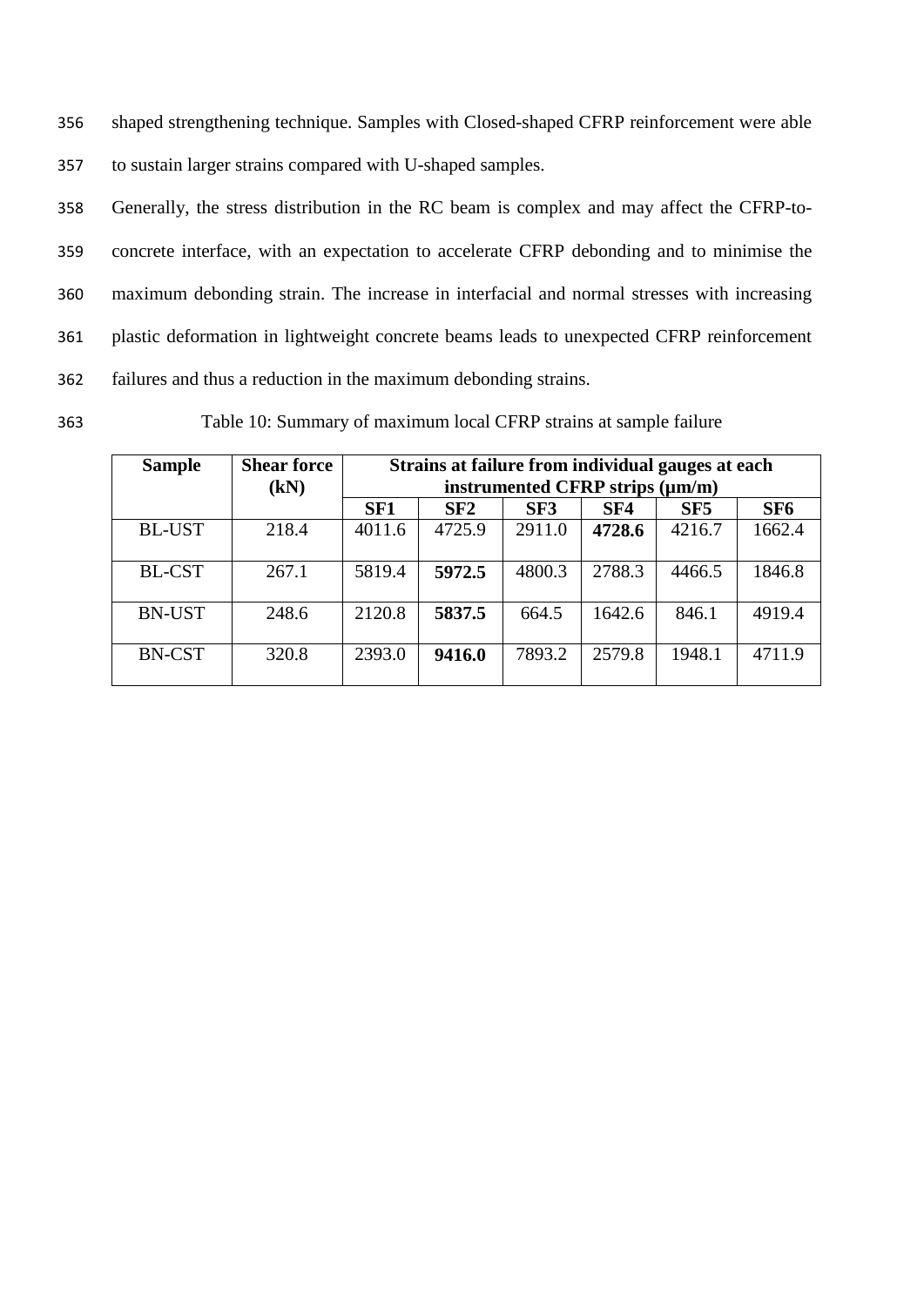shaped strengthening technique. Samples with Closed-shaped CFRP reinforcement were able to sustain larger strains compared with U-shaped samples.

Generally, the stress distribution in the RC beam is complex and may affect the CFRP-to-concrete interface, with an expectation to accelerate CFRP debonding and to minimise the maximum debonding strain. The increase in interfacial and normal stresses with increasing plastic deformation in lightweight concrete beams leads to unexpected CFRP reinforcement failures and thus a reduction in the maximum debonding strains.

Table 10: Summary of maximum local CFRP strains at sample failure

| **Sample** | **Shear force (kN)** | **Strains at failure from individual gauges at each instrumented CFRP strips (μm/m)** | | | | | |
|---|---|---|---|---|---|---|---|
| | | **SF1** | **SF2** | **SF3** | **SF4** | **SF5** | **SF6** |
| BL-UST | 218.4 | 4011.6 | 4725.9 | 2911.0 | **4728.6** | 4216.7 | 1662.4 |
| BL-CST | 267.1 | 5819.4 | **5972.5** | 4800.3 | 2788.3 | 4466.5 | 1846.8 |
| BN-UST | 248.6 | 2120.8 | **5837.5** | 664.5 | 1642.6 | 846.1 | 4919.4 |
| BN-CST | 320.8 | 2393.0 | **9416.0** | 7893.2 | 2579.8 | 1948.1 | 4711.9 |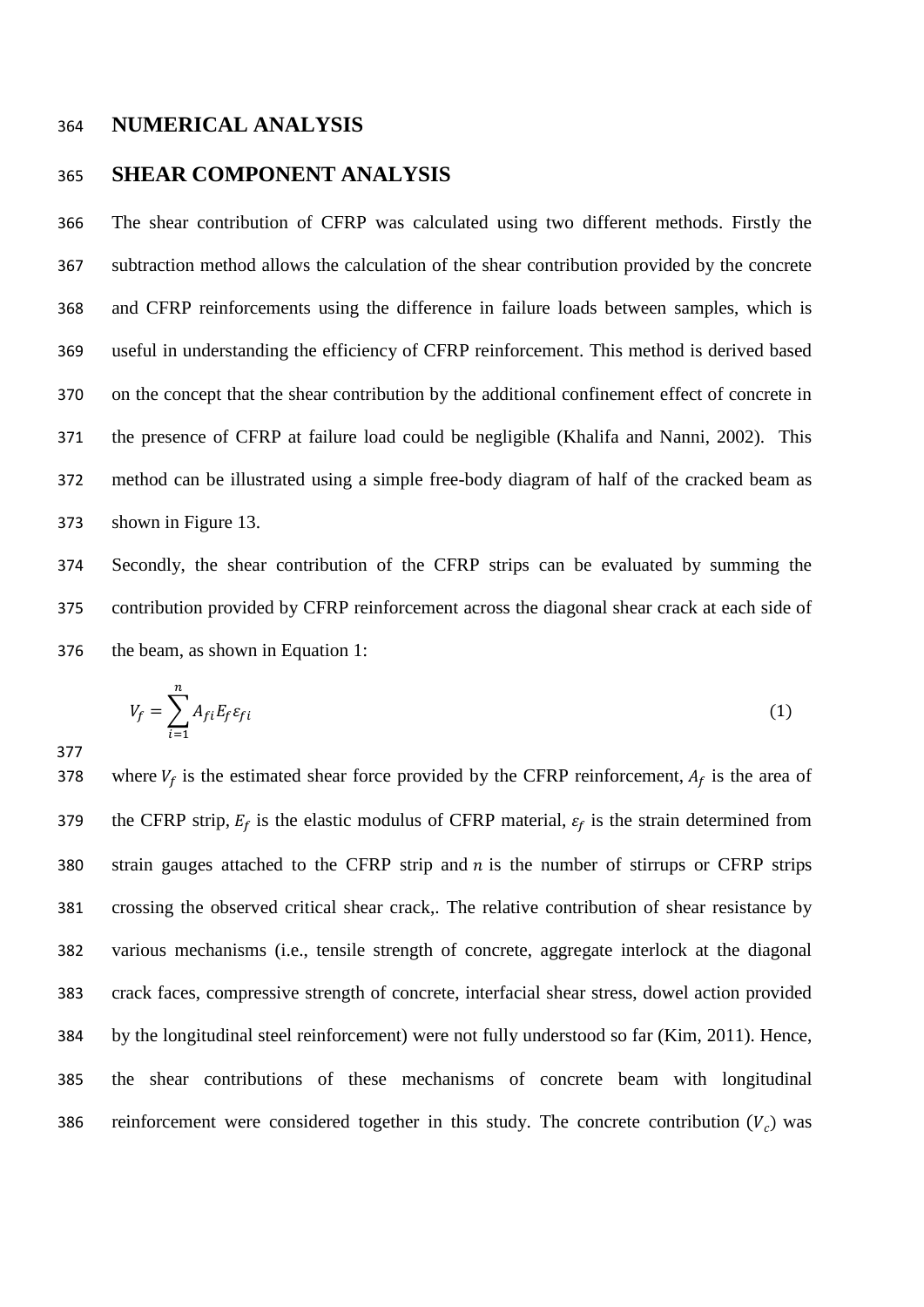## NUMERICAL ANALYSIS

## SHEAR COMPONENT ANALYSIS

The shear contribution of CFRP was calculated using two different methods. Firstly the subtraction method allows the calculation of the shear contribution provided by the concrete and CFRP reinforcements using the difference in failure loads between samples, which is useful in understanding the efficiency of CFRP reinforcement. This method is derived based on the concept that the shear contribution by the additional confinement effect of concrete in the presence of CFRP at failure load could be negligible (Khalifa and Nanni, 2002). This method can be illustrated using a simple free-body diagram of half of the cracked beam as shown in Figure 13.

Secondly, the shear contribution of the CFRP strips can be evaluated by summing the contribution provided by CFRP reinforcement across the diagonal shear crack at each side of the beam, as shown in Equation 1:

$$V_f = \sum_{i=1}^{n} A_{fi} E_f \varepsilon_{fi} \tag{1}$$

where $V_f$ is the estimated shear force provided by the CFRP reinforcement, $A_f$ is the area of the CFRP strip, $E_f$ is the elastic modulus of CFRP material, $\varepsilon_f$ is the strain determined from strain gauges attached to the CFRP strip and $n$ is the number of stirrups or CFRP strips crossing the observed critical shear crack,. The relative contribution of shear resistance by various mechanisms (i.e., tensile strength of concrete, aggregate interlock at the diagonal crack faces, compressive strength of concrete, interfacial shear stress, dowel action provided by the longitudinal steel reinforcement) were not fully understood so far (Kim, 2011). Hence, the shear contributions of these mechanisms of concrete beam with longitudinal reinforcement were considered together in this study. The concrete contribution ($V_c$) was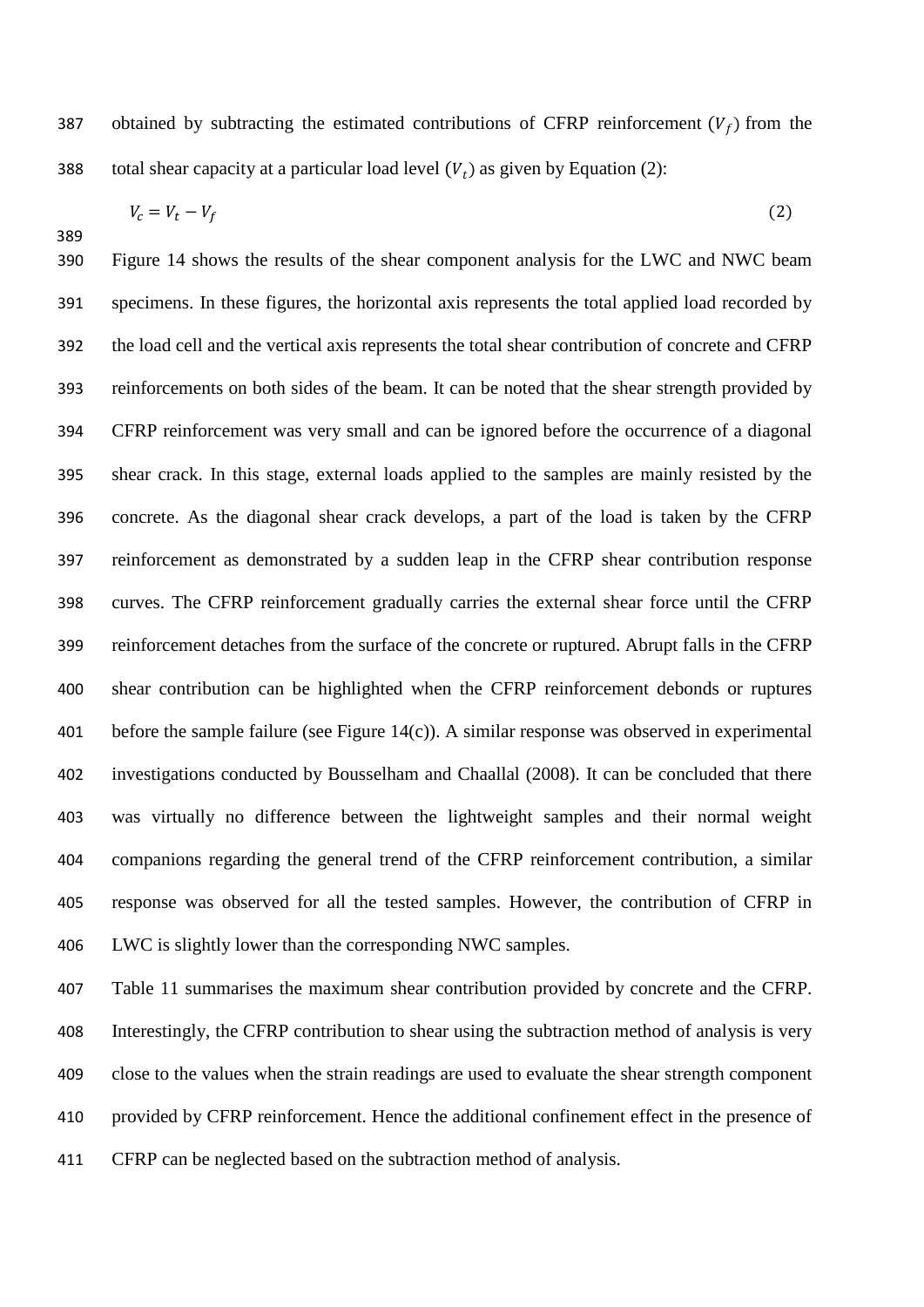obtained by subtracting the estimated contributions of CFRP reinforcement ($V_f$) from the total shear capacity at a particular load level ($V_t$) as given by Equation (2):

$$V_c = V_t - V_f \tag{2}$$

Figure 14 shows the results of the shear component analysis for the LWC and NWC beam specimens. In these figures, the horizontal axis represents the total applied load recorded by the load cell and the vertical axis represents the total shear contribution of concrete and CFRP reinforcements on both sides of the beam. It can be noted that the shear strength provided by CFRP reinforcement was very small and can be ignored before the occurrence of a diagonal shear crack. In this stage, external loads applied to the samples are mainly resisted by the concrete. As the diagonal shear crack develops, a part of the load is taken by the CFRP reinforcement as demonstrated by a sudden leap in the CFRP shear contribution response curves. The CFRP reinforcement gradually carries the external shear force until the CFRP reinforcement detaches from the surface of the concrete or ruptured. Abrupt falls in the CFRP shear contribution can be highlighted when the CFRP reinforcement debonds or ruptures before the sample failure (see Figure 14(c)). A similar response was observed in experimental investigations conducted by Bousselham and Chaallal (2008). It can be concluded that there was virtually no difference between the lightweight samples and their normal weight companions regarding the general trend of the CFRP reinforcement contribution, a similar response was observed for all the tested samples. However, the contribution of CFRP in LWC is slightly lower than the corresponding NWC samples.

Table 11 summarises the maximum shear contribution provided by concrete and the CFRP. Interestingly, the CFRP contribution to shear using the subtraction method of analysis is very close to the values when the strain readings are used to evaluate the shear strength component provided by CFRP reinforcement. Hence the additional confinement effect in the presence of CFRP can be neglected based on the subtraction method of analysis.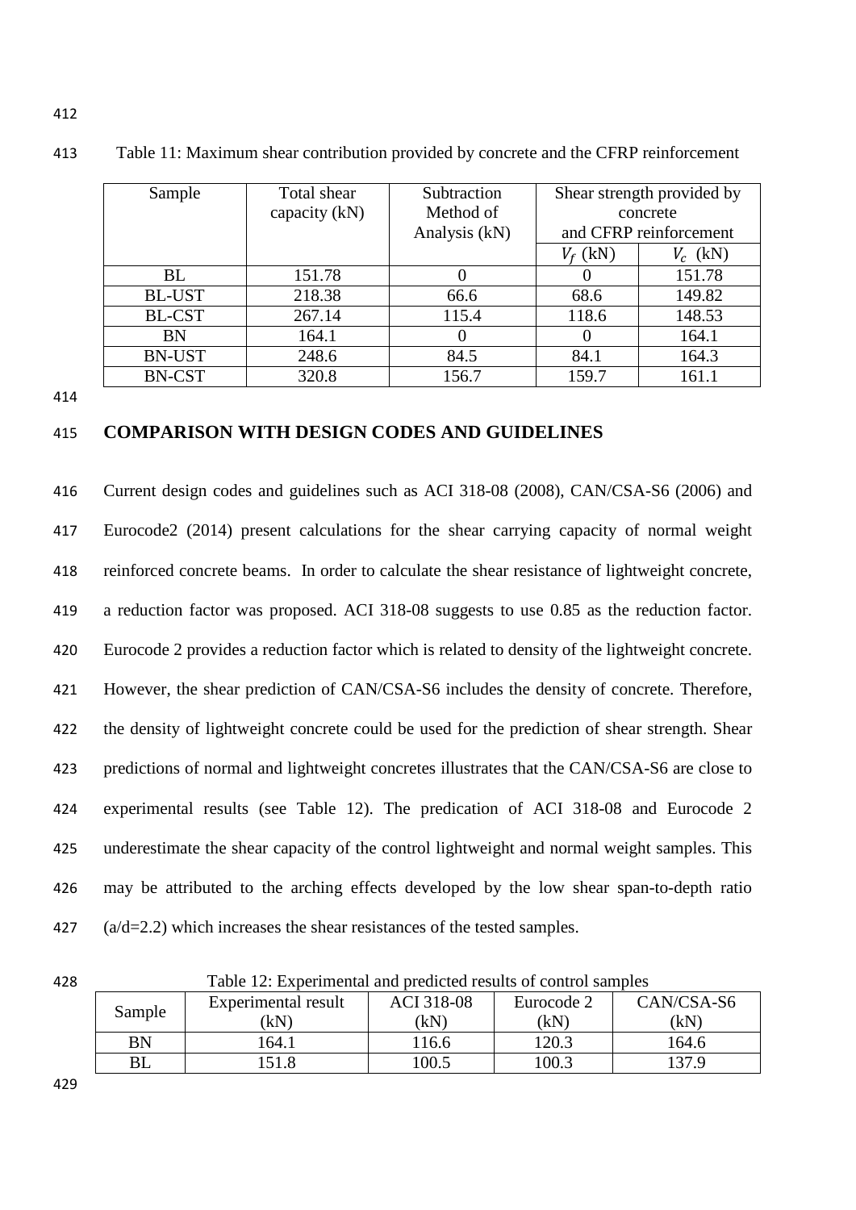Table 11: Maximum shear contribution provided by concrete and the CFRP reinforcement

| Sample | Total shear capacity (kN) | Subtraction Method of Analysis (kN) | Shear strength provided by concrete and CFRP reinforcement | |
|---|---|---|---|---|
| | | | $V_f$ (kN) | $V_c$ (kN) |
| BL | 151.78 | 0 | 0 | 151.78 |
| BL-UST | 218.38 | 66.6 | 68.6 | 149.82 |
| BL-CST | 267.14 | 115.4 | 118.6 | 148.53 |
| BN | 164.1 | 0 | 0 | 164.1 |
| BN-UST | 248.6 | 84.5 | 84.1 | 164.3 |
| BN-CST | 320.8 | 156.7 | 159.7 | 161.1 |

## COMPARISON WITH DESIGN CODES AND GUIDELINES

Current design codes and guidelines such as ACI 318-08 (2008), CAN/CSA-S6 (2006) and Eurocode2 (2014) present calculations for the shear carrying capacity of normal weight reinforced concrete beams. In order to calculate the shear resistance of lightweight concrete, a reduction factor was proposed. ACI 318-08 suggests to use 0.85 as the reduction factor. Eurocode 2 provides a reduction factor which is related to density of the lightweight concrete. However, the shear prediction of CAN/CSA-S6 includes the density of concrete. Therefore, the density of lightweight concrete could be used for the prediction of shear strength. Shear predictions of normal and lightweight concretes illustrates that the CAN/CSA-S6 are close to experimental results (see Table 12). The predication of ACI 318-08 and Eurocode 2 underestimate the shear capacity of the control lightweight and normal weight samples. This may be attributed to the arching effects developed by the low shear span-to-depth ratio (a/d=2.2) which increases the shear resistances of the tested samples.

Table 12: Experimental and predicted results of control samples

| Sample | Experimental result (kN) | ACI 318-08 (kN) | Eurocode 2 (kN) | CAN/CSA-S6 (kN) |
|---|---|---|---|---|
| BN | 164.1 | 116.6 | 120.3 | 164.6 |
| BL | 151.8 | 100.5 | 100.3 | 137.9 |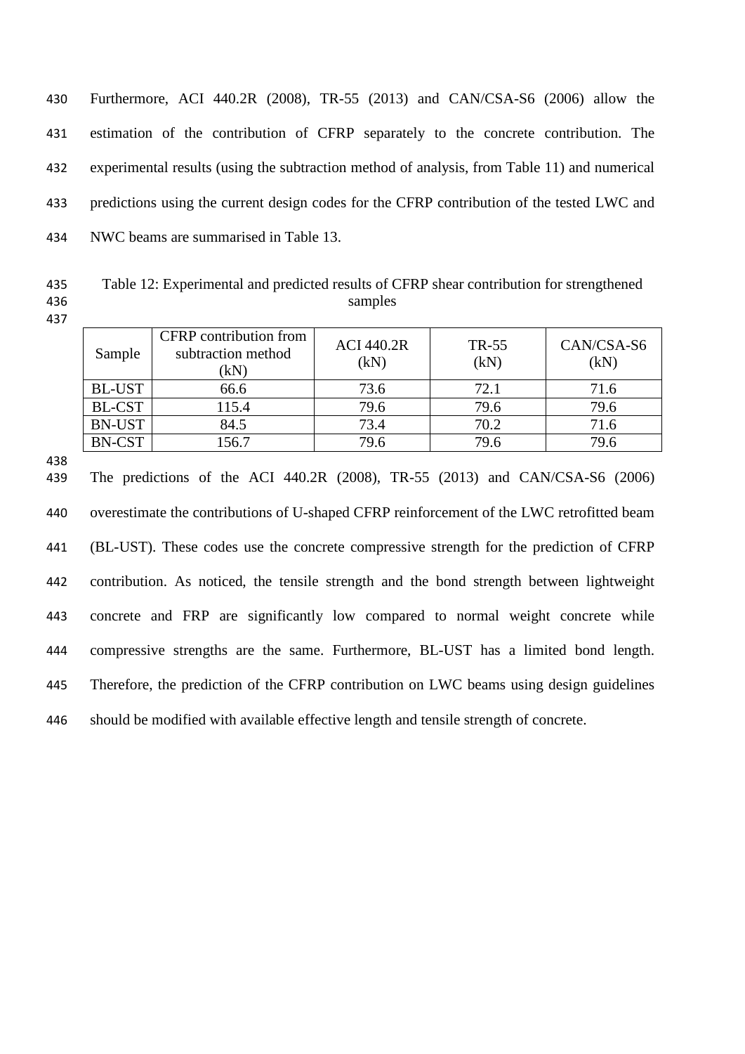Furthermore, ACI 440.2R (2008), TR-55 (2013) and CAN/CSA-S6 (2006) allow the estimation of the contribution of CFRP separately to the concrete contribution. The experimental results (using the subtraction method of analysis, from Table 11) and numerical predictions using the current design codes for the CFRP contribution of the tested LWC and NWC beams are summarised in Table 13.

Table 12: Experimental and predicted results of CFRP shear contribution for strengthened samples

| Sample | CFRP contribution from subtraction method (kN) | ACI 440.2R (kN) | TR-55 (kN) | CAN/CSA-S6 (kN) |
|---|---|---|---|---|
| BL-UST | 66.6 | 73.6 | 72.1 | 71.6 |
| BL-CST | 115.4 | 79.6 | 79.6 | 79.6 |
| BN-UST | 84.5 | 73.4 | 70.2 | 71.6 |
| BN-CST | 156.7 | 79.6 | 79.6 | 79.6 |

The predictions of the ACI 440.2R (2008), TR-55 (2013) and CAN/CSA-S6 (2006) overestimate the contributions of U-shaped CFRP reinforcement of the LWC retrofitted beam (BL-UST). These codes use the concrete compressive strength for the prediction of CFRP contribution. As noticed, the tensile strength and the bond strength between lightweight concrete and FRP are significantly low compared to normal weight concrete while compressive strengths are the same. Furthermore, BL-UST has a limited bond length. Therefore, the prediction of the CFRP contribution on LWC beams using design guidelines should be modified with available effective length and tensile strength of concrete.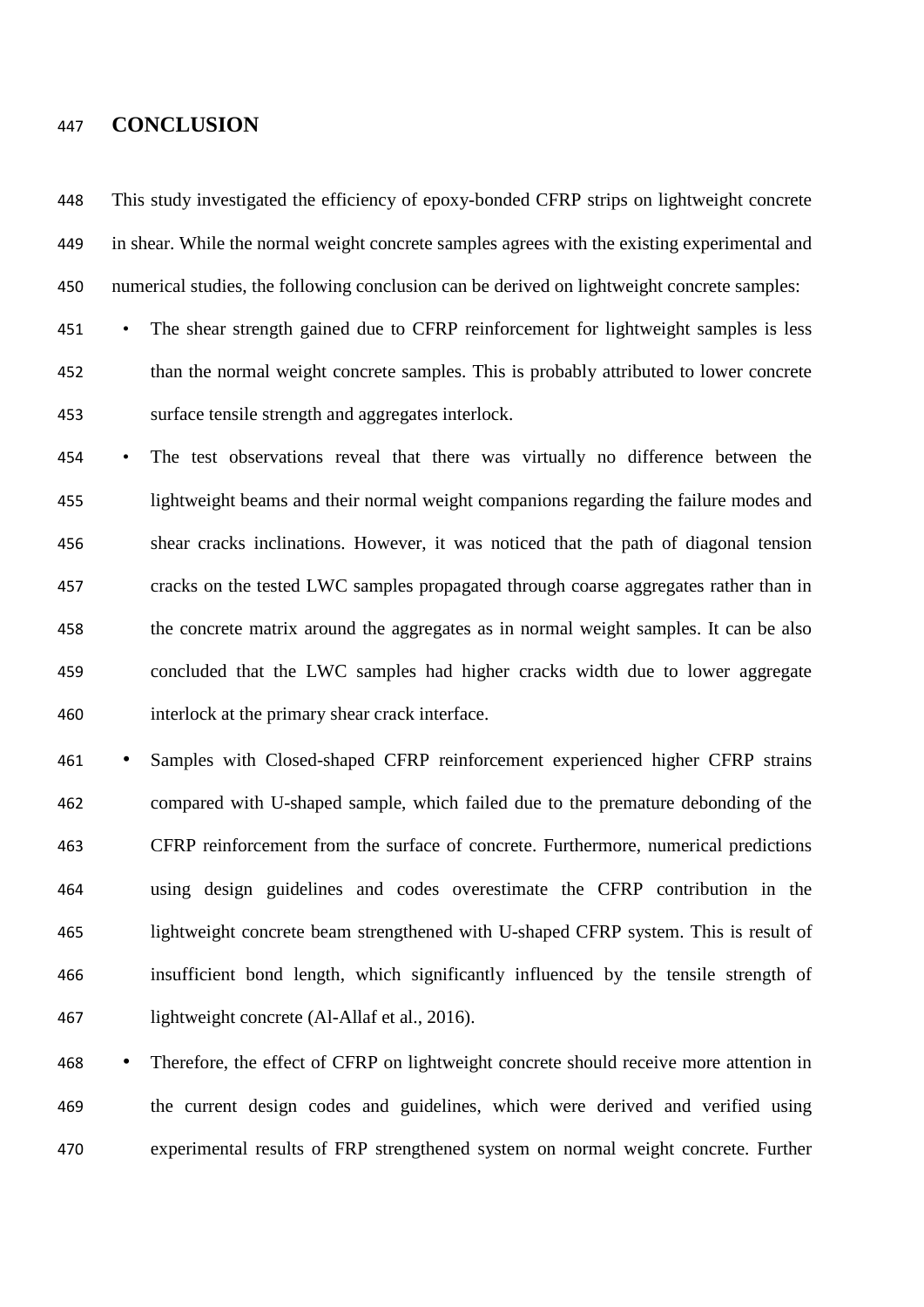# CONCLUSION

This study investigated the efficiency of epoxy-bonded CFRP strips on lightweight concrete in shear. While the normal weight concrete samples agrees with the existing experimental and numerical studies, the following conclusion can be derived on lightweight concrete samples:

- The shear strength gained due to CFRP reinforcement for lightweight samples is less than the normal weight concrete samples. This is probably attributed to lower concrete surface tensile strength and aggregates interlock.
- The test observations reveal that there was virtually no difference between the lightweight beams and their normal weight companions regarding the failure modes and shear cracks inclinations. However, it was noticed that the path of diagonal tension cracks on the tested LWC samples propagated through coarse aggregates rather than in the concrete matrix around the aggregates as in normal weight samples. It can be also concluded that the LWC samples had higher cracks width due to lower aggregate interlock at the primary shear crack interface.
- Samples with Closed-shaped CFRP reinforcement experienced higher CFRP strains compared with U-shaped sample, which failed due to the premature debonding of the CFRP reinforcement from the surface of concrete. Furthermore, numerical predictions using design guidelines and codes overestimate the CFRP contribution in the lightweight concrete beam strengthened with U-shaped CFRP system. This is result of insufficient bond length, which significantly influenced by the tensile strength of lightweight concrete (Al-Allaf et al., 2016).
- Therefore, the effect of CFRP on lightweight concrete should receive more attention in the current design codes and guidelines, which were derived and verified using experimental results of FRP strengthened system on normal weight concrete. Further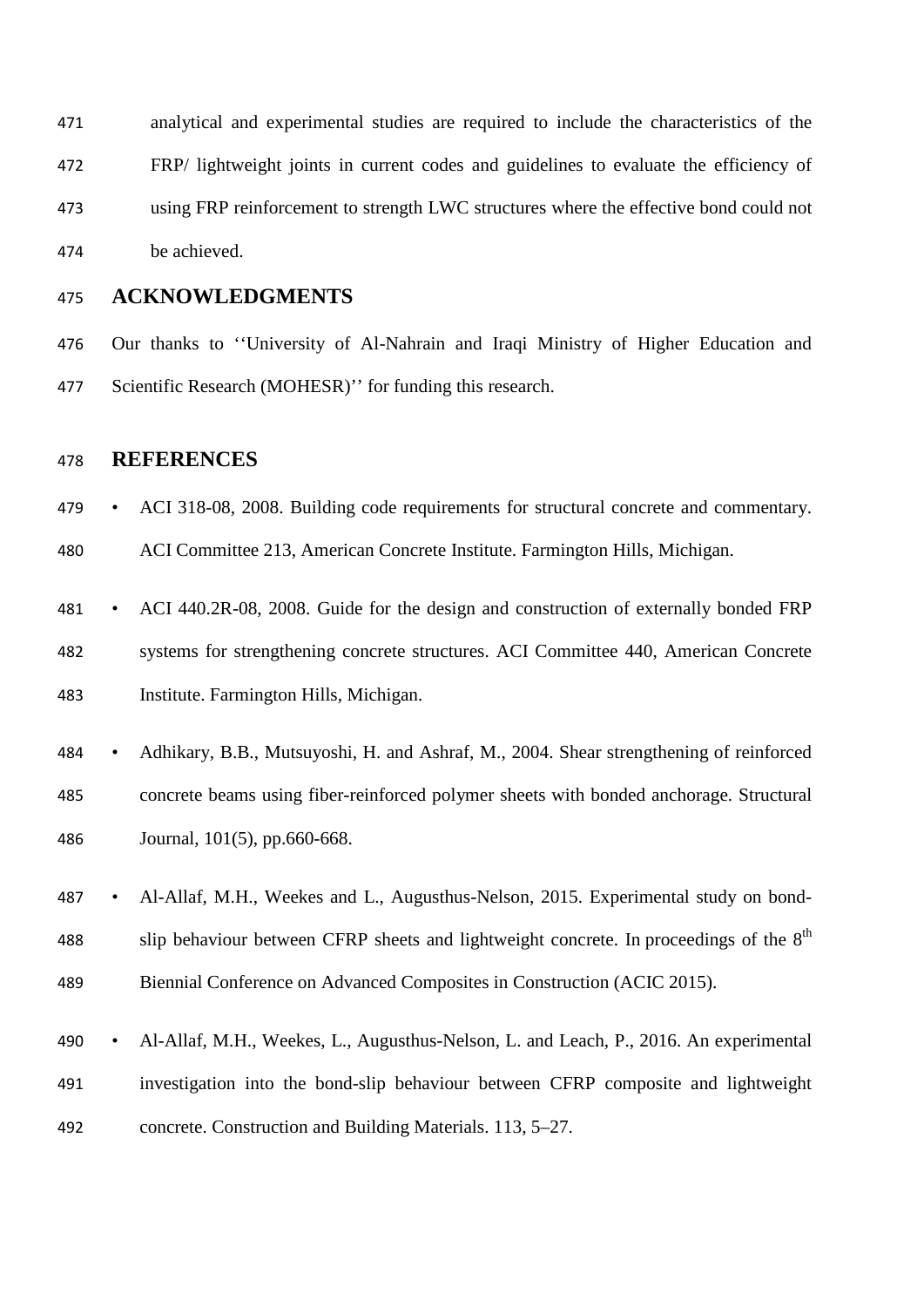analytical and experimental studies are required to include the characteristics of the FRP/ lightweight joints in current codes and guidelines to evaluate the efficiency of using FRP reinforcement to strength LWC structures where the effective bond could not be achieved.

## ACKNOWLEDGMENTS

Our thanks to ''University of Al-Nahrain and Iraqi Ministry of Higher Education and Scientific Research (MOHESR)'' for funding this research.

## REFERENCES

- ACI 318-08, 2008. Building code requirements for structural concrete and commentary. ACI Committee 213, American Concrete Institute. Farmington Hills, Michigan.
- ACI 440.2R-08, 2008. Guide for the design and construction of externally bonded FRP systems for strengthening concrete structures. ACI Committee 440, American Concrete Institute. Farmington Hills, Michigan.
- Adhikary, B.B., Mutsuyoshi, H. and Ashraf, M., 2004. Shear strengthening of reinforced concrete beams using fiber-reinforced polymer sheets with bonded anchorage. Structural Journal, 101(5), pp.660-668.
- Al-Allaf, M.H., Weekes and L., Augusthus-Nelson, 2015. Experimental study on bond-slip behaviour between CFRP sheets and lightweight concrete. In proceedings of the 8th Biennial Conference on Advanced Composites in Construction (ACIC 2015).
- Al-Allaf, M.H., Weekes, L., Augusthus-Nelson, L. and Leach, P., 2016. An experimental investigation into the bond-slip behaviour between CFRP composite and lightweight concrete. Construction and Building Materials. 113, 5–27.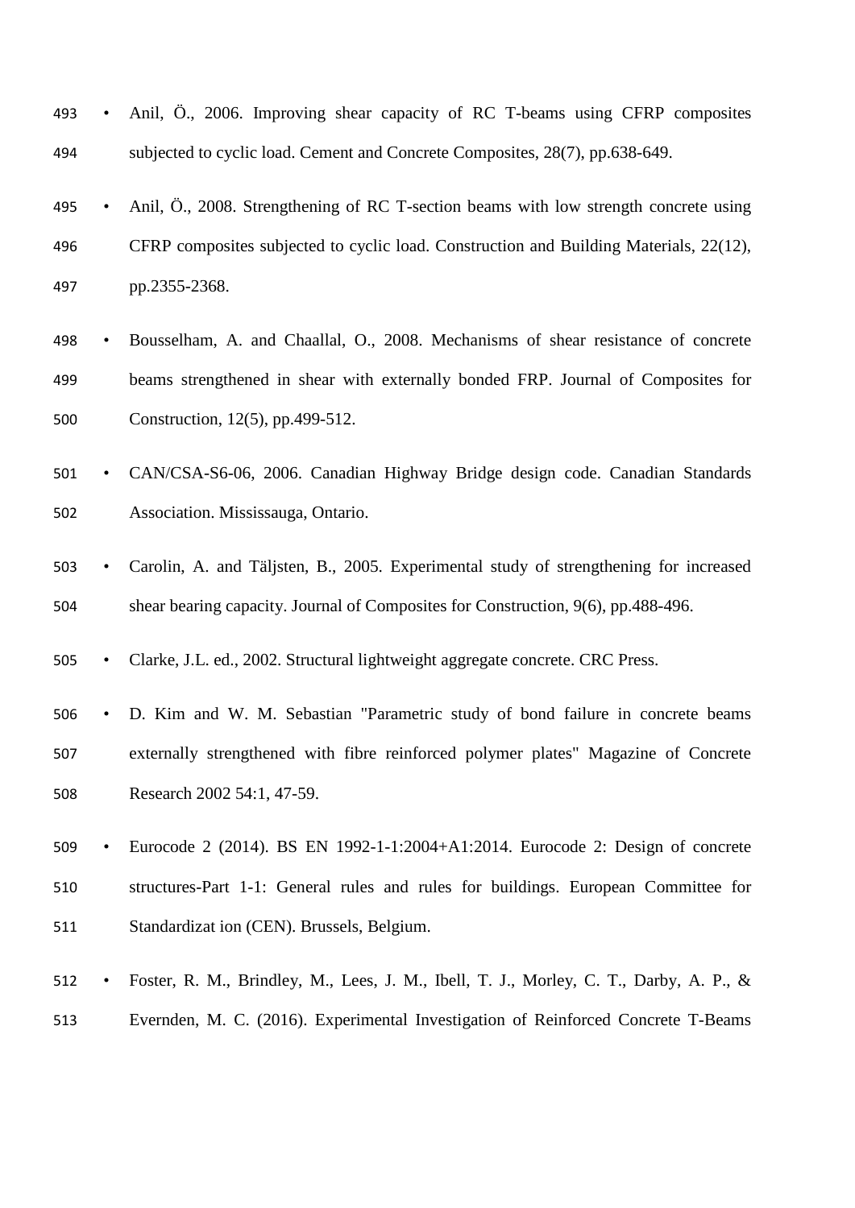- Anil, Ö., 2006. Improving shear capacity of RC T-beams using CFRP composites subjected to cyclic load. Cement and Concrete Composites, 28(7), pp.638-649.
- Anil, Ö., 2008. Strengthening of RC T-section beams with low strength concrete using CFRP composites subjected to cyclic load. Construction and Building Materials, 22(12), pp.2355-2368.
- Bousselham, A. and Chaallal, O., 2008. Mechanisms of shear resistance of concrete beams strengthened in shear with externally bonded FRP. Journal of Composites for Construction, 12(5), pp.499-512.
- CAN/CSA-S6-06, 2006. Canadian Highway Bridge design code. Canadian Standards Association. Mississauga, Ontario.
- Carolin, A. and Täljsten, B., 2005. Experimental study of strengthening for increased shear bearing capacity. Journal of Composites for Construction, 9(6), pp.488-496.
- Clarke, J.L. ed., 2002. Structural lightweight aggregate concrete. CRC Press.
- D. Kim and W. M. Sebastian "Parametric study of bond failure in concrete beams externally strengthened with fibre reinforced polymer plates" Magazine of Concrete Research 2002 54:1, 47-59.
- Eurocode 2 (2014). BS EN 1992-1-1:2004+A1:2014. Eurocode 2: Design of concrete structures-Part 1-1: General rules and rules for buildings. European Committee for Standardizat ion (CEN). Brussels, Belgium.
- Foster, R. M., Brindley, M., Lees, J. M., Ibell, T. J., Morley, C. T., Darby, A. P., & Evernden, M. C. (2016). Experimental Investigation of Reinforced Concrete T-Beams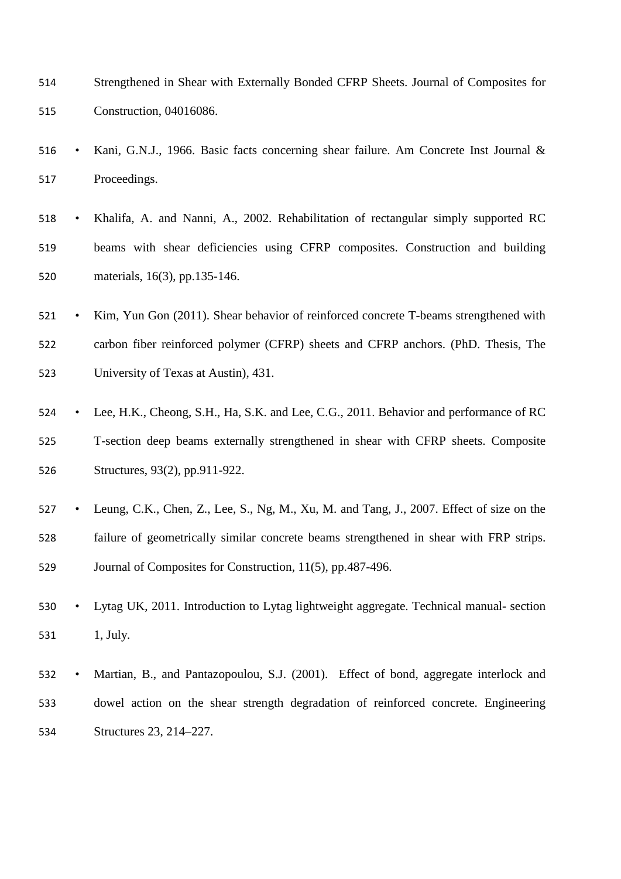Strengthened in Shear with Externally Bonded CFRP Sheets. Journal of Composites for Construction, 04016086.

- Kani, G.N.J., 1966. Basic facts concerning shear failure. Am Concrete Inst Journal & Proceedings.
- Khalifa, A. and Nanni, A., 2002. Rehabilitation of rectangular simply supported RC beams with shear deficiencies using CFRP composites. Construction and building materials, 16(3), pp.135-146.
- Kim, Yun Gon (2011). Shear behavior of reinforced concrete T-beams strengthened with carbon fiber reinforced polymer (CFRP) sheets and CFRP anchors. (PhD. Thesis, The University of Texas at Austin), 431.
- Lee, H.K., Cheong, S.H., Ha, S.K. and Lee, C.G., 2011. Behavior and performance of RC T-section deep beams externally strengthened in shear with CFRP sheets. Composite Structures, 93(2), pp.911-922.
- Leung, C.K., Chen, Z., Lee, S., Ng, M., Xu, M. and Tang, J., 2007. Effect of size on the failure of geometrically similar concrete beams strengthened in shear with FRP strips. Journal of Composites for Construction, 11(5), pp.487-496.
- Lytag UK, 2011. Introduction to Lytag lightweight aggregate. Technical manual- section 1, July.
- Martian, B., and Pantazopoulou, S.J. (2001). Effect of bond, aggregate interlock and dowel action on the shear strength degradation of reinforced concrete. Engineering Structures 23, 214–227.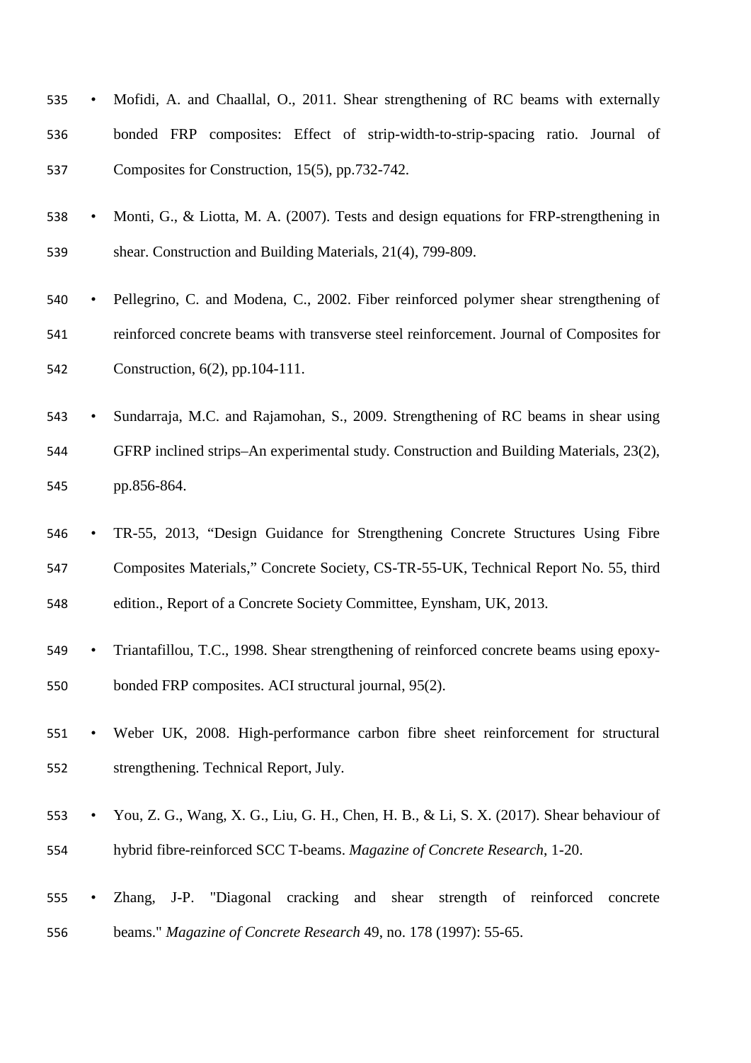- Mofidi, A. and Chaallal, O., 2011. Shear strengthening of RC beams with externally bonded FRP composites: Effect of strip-width-to-strip-spacing ratio. Journal of Composites for Construction, 15(5), pp.732-742.
- Monti, G., & Liotta, M. A. (2007). Tests and design equations for FRP-strengthening in shear. Construction and Building Materials, 21(4), 799-809.
- Pellegrino, C. and Modena, C., 2002. Fiber reinforced polymer shear strengthening of reinforced concrete beams with transverse steel reinforcement. Journal of Composites for Construction, 6(2), pp.104-111.
- Sundarraja, M.C. and Rajamohan, S., 2009. Strengthening of RC beams in shear using GFRP inclined strips–An experimental study. Construction and Building Materials, 23(2), pp.856-864.
- TR-55, 2013, "Design Guidance for Strengthening Concrete Structures Using Fibre Composites Materials," Concrete Society, CS-TR-55-UK, Technical Report No. 55, third edition., Report of a Concrete Society Committee, Eynsham, UK, 2013.
- Triantafillou, T.C., 1998. Shear strengthening of reinforced concrete beams using epoxy-bonded FRP composites. ACI structural journal, 95(2).
- Weber UK, 2008. High-performance carbon fibre sheet reinforcement for structural strengthening. Technical Report, July.
- You, Z. G., Wang, X. G., Liu, G. H., Chen, H. B., & Li, S. X. (2017). Shear behaviour of hybrid fibre-reinforced SCC T-beams. *Magazine of Concrete Research*, 1-20.
- Zhang, J-P. "Diagonal cracking and shear strength of reinforced concrete beams." *Magazine of Concrete Research* 49, no. 178 (1997): 55-65.